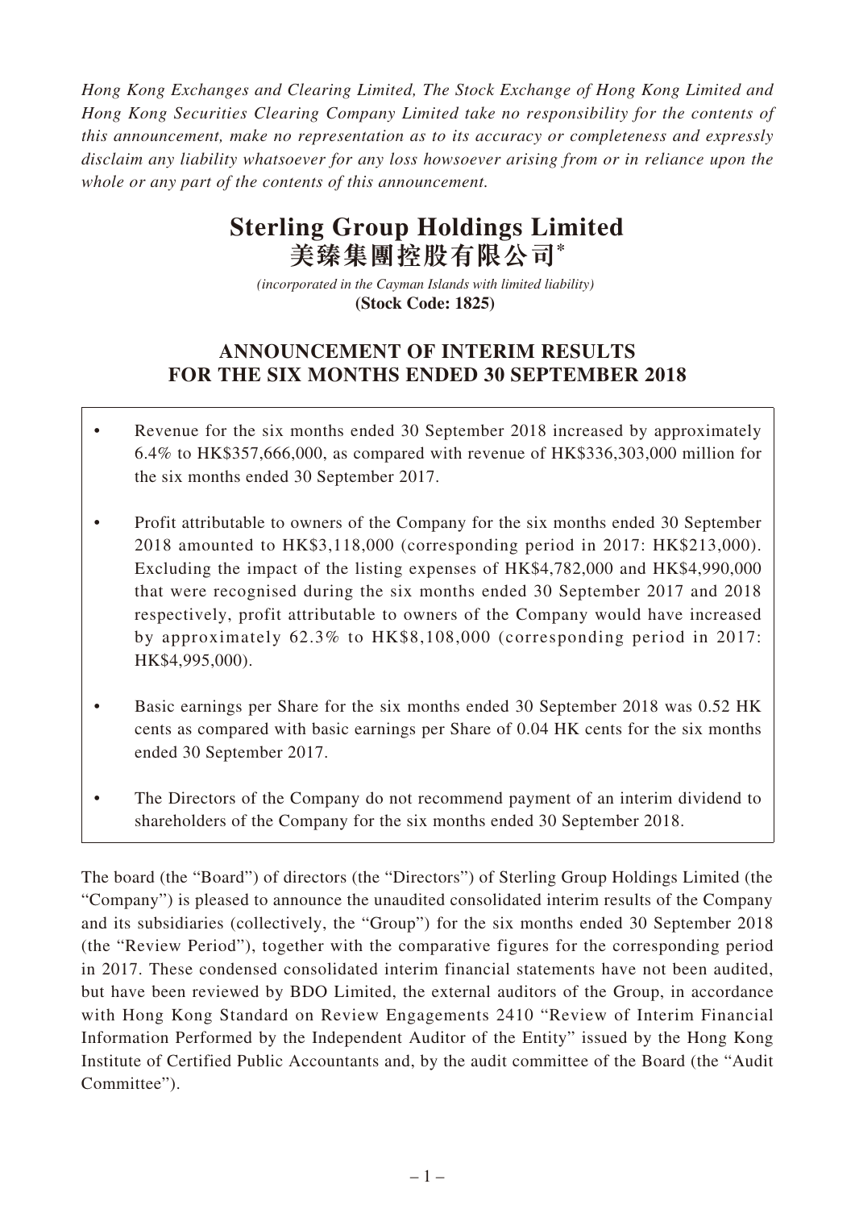*Hong Kong Exchanges and Clearing Limited, The Stock Exchange of Hong Kong Limited and Hong Kong Securities Clearing Company Limited take no responsibility for the contents of this announcement, make no representation as to its accuracy or completeness and expressly disclaim any liability whatsoever for any loss howsoever arising from or in reliance upon the whole or any part of the contents of this announcement.*

# Sterling Group Holdings Limited
# 美臻集團控股有限公司*

*(incorporated in the Cayman Islands with limited liability)*
**(Stock Code: 1825)**

## ANNOUNCEMENT OF INTERIM RESULTS FOR THE SIX MONTHS ENDED 30 SEPTEMBER 2018

- Revenue for the six months ended 30 September 2018 increased by approximately 6.4% to HK$357,666,000, as compared with revenue of HK$336,303,000 million for the six months ended 30 September 2017.
- Profit attributable to owners of the Company for the six months ended 30 September 2018 amounted to HK$3,118,000 (corresponding period in 2017: HK$213,000). Excluding the impact of the listing expenses of HK$4,782,000 and HK$4,990,000 that were recognised during the six months ended 30 September 2017 and 2018 respectively, profit attributable to owners of the Company would have increased by approximately 62.3% to HK$8,108,000 (corresponding period in 2017: HK$4,995,000).
- Basic earnings per Share for the six months ended 30 September 2018 was 0.52 HK cents as compared with basic earnings per Share of 0.04 HK cents for the six months ended 30 September 2017.
- The Directors of the Company do not recommend payment of an interim dividend to shareholders of the Company for the six months ended 30 September 2018.

The board (the "Board") of directors (the "Directors") of Sterling Group Holdings Limited (the "Company") is pleased to announce the unaudited consolidated interim results of the Company and its subsidiaries (collectively, the "Group") for the six months ended 30 September 2018 (the "Review Period"), together with the comparative figures for the corresponding period in 2017. These condensed consolidated interim financial statements have not been audited, but have been reviewed by BDO Limited, the external auditors of the Group, in accordance with Hong Kong Standard on Review Engagements 2410 "Review of Interim Financial Information Performed by the Independent Auditor of the Entity" issued by the Hong Kong Institute of Certified Public Accountants and, by the audit committee of the Board (the "Audit Committee").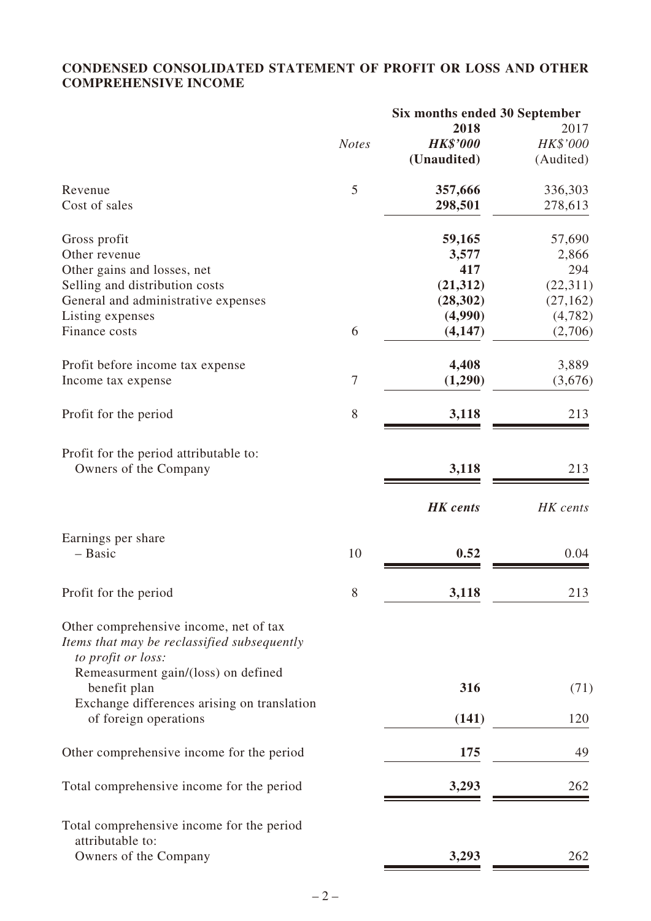## CONDENSED CONSOLIDATED STATEMENT OF PROFIT OR LOSS AND OTHER COMPREHENSIVE INCOME

| | | Six months ended 30 September | |
|---|---|---|---|
| | *Notes* | **2018** | 2017 |
| | | ***HK$'000*** | *HK$'000* |
| | | **(Unaudited)** | (Audited) |
| Revenue | 5 | **357,666** | 336,303 |
| Cost of sales | | **298,501** | 278,613 |
| Gross profit | | **59,165** | 57,690 |
| Other revenue | | **3,577** | 2,866 |
| Other gains and losses, net | | **417** | 294 |
| Selling and distribution costs | | **(21,312)** | (22,311) |
| General and administrative expenses | | **(28,302)** | (27,162) |
| Listing expenses | | **(4,990)** | (4,782) |
| Finance costs | 6 | **(4,147)** | (2,706) |
| Profit before income tax expense | | **4,408** | 3,889 |
| Income tax expense | 7 | **(1,290)** | (3,676) |
| Profit for the period | 8 | **3,118** | 213 |
| Profit for the period attributable to: | | | |
| Owners of the Company | | **3,118** | 213 |
| | | ***HK cents*** | *HK cents* |
| Earnings per share | | | |
| – Basic | 10 | **0.52** | 0.04 |
| Profit for the period | 8 | **3,118** | 213 |
| Other comprehensive income, net of tax | | | |
| *Items that may be reclassified subsequently to profit or loss:* | | | |
| Remeasurment gain/(loss) on defined benefit plan | | **316** | (71) |
| Exchange differences arising on translation of foreign operations | | **(141)** | 120 |
| Other comprehensive income for the period | | **175** | 49 |
| Total comprehensive income for the period | | **3,293** | 262 |
| Total comprehensive income for the period attributable to: | | | |
| Owners of the Company | | **3,293** | 262 |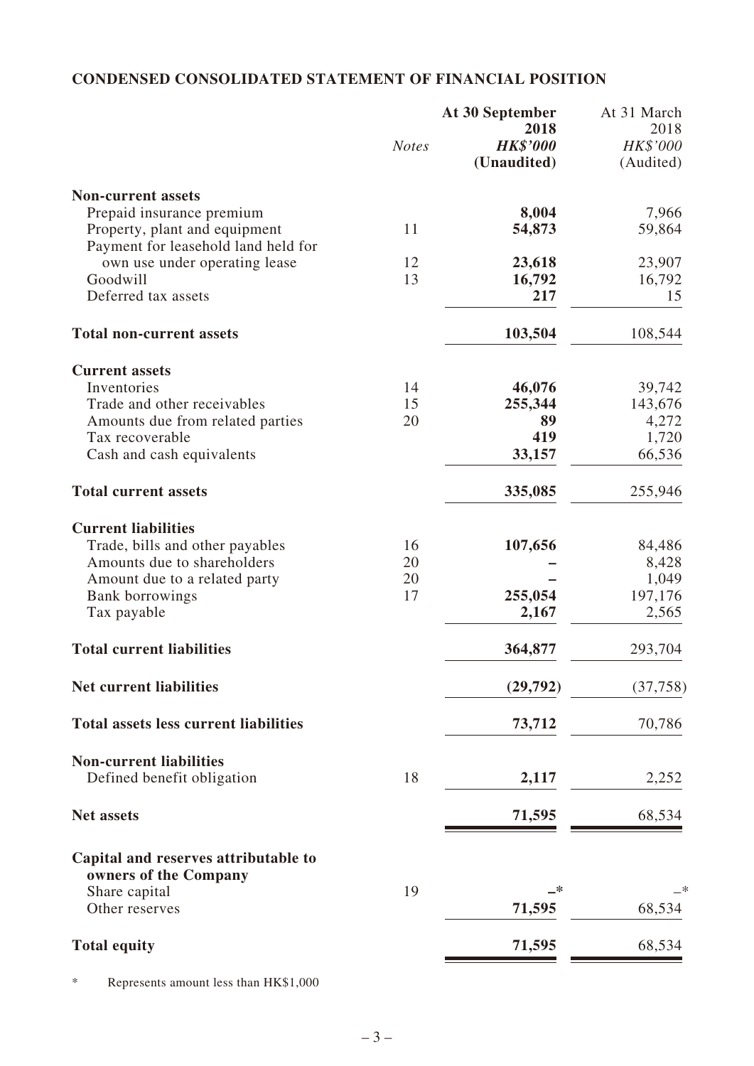## CONDENSED CONSOLIDATED STATEMENT OF FINANCIAL POSITION

| | *Notes* | **At 30 September 2018** ***HK$'000*** **(Unaudited)** | At 31 March 2018 *HK$'000* (Audited) |
|---|---|---|---|
| **Non-current assets** | | | |
| Prepaid insurance premium | | **8,004** | 7,966 |
| Property, plant and equipment | 11 | **54,873** | 59,864 |
| Payment for leasehold land held for own use under operating lease | 12 | **23,618** | 23,907 |
| Goodwill | 13 | **16,792** | 16,792 |
| Deferred tax assets | | **217** | 15 |
| **Total non-current assets** | | **103,504** | 108,544 |
| **Current assets** | | | |
| Inventories | 14 | **46,076** | 39,742 |
| Trade and other receivables | 15 | **255,344** | 143,676 |
| Amounts due from related parties | 20 | **89** | 4,272 |
| Tax recoverable | | **419** | 1,720 |
| Cash and cash equivalents | | **33,157** | 66,536 |
| **Total current assets** | | **335,085** | 255,946 |
| **Current liabilities** | | | |
| Trade, bills and other payables | 16 | **107,656** | 84,486 |
| Amounts due to shareholders | 20 | **–** | 8,428 |
| Amount due to a related party | 20 | **–** | 1,049 |
| Bank borrowings | 17 | **255,054** | 197,176 |
| Tax payable | | **2,167** | 2,565 |
| **Total current liabilities** | | **364,877** | 293,704 |
| **Net current liabilities** | | **(29,792)** | (37,758) |
| **Total assets less current liabilities** | | **73,712** | 70,786 |
| **Non-current liabilities** | | | |
| Defined benefit obligation | 18 | **2,117** | 2,252 |
| **Net assets** | | **71,595** | 68,534 |
| **Capital and reserves attributable to owners of the Company** | | | |
| Share capital | 19 | **–*** | –* |
| Other reserves | | **71,595** | 68,534 |
| **Total equity** | | **71,595** | 68,534 |

\* Represents amount less than HK$1,000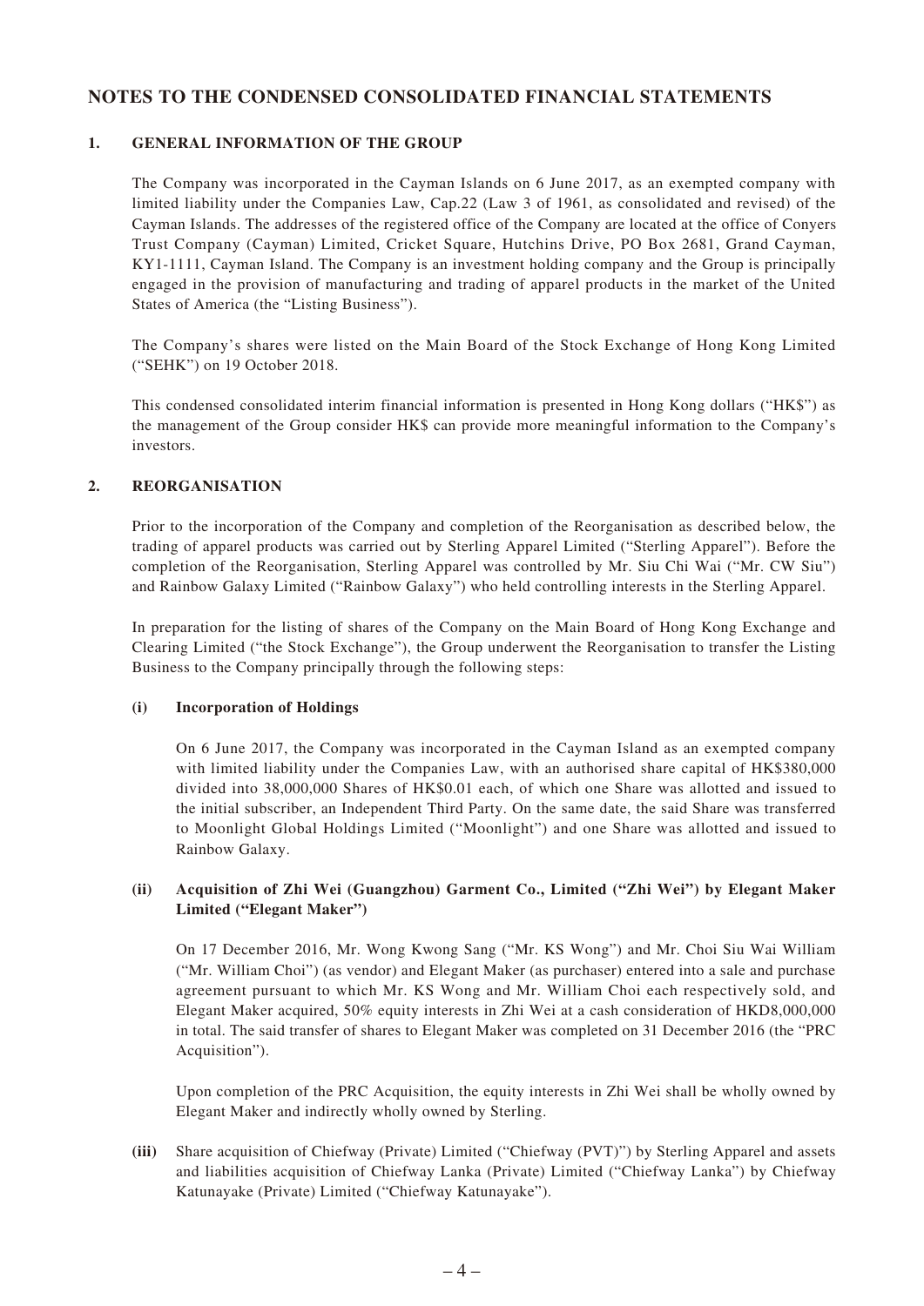# NOTES TO THE CONDENSED CONSOLIDATED FINANCIAL STATEMENTS

## 1. GENERAL INFORMATION OF THE GROUP

The Company was incorporated in the Cayman Islands on 6 June 2017, as an exempted company with limited liability under the Companies Law, Cap.22 (Law 3 of 1961, as consolidated and revised) of the Cayman Islands. The addresses of the registered office of the Company are located at the office of Conyers Trust Company (Cayman) Limited, Cricket Square, Hutchins Drive, PO Box 2681, Grand Cayman, KY1-1111, Cayman Island. The Company is an investment holding company and the Group is principally engaged in the provision of manufacturing and trading of apparel products in the market of the United States of America (the "Listing Business").

The Company's shares were listed on the Main Board of the Stock Exchange of Hong Kong Limited ("SEHK") on 19 October 2018.

This condensed consolidated interim financial information is presented in Hong Kong dollars ("HK$") as the management of the Group consider HK$ can provide more meaningful information to the Company's investors.

## 2. REORGANISATION

Prior to the incorporation of the Company and completion of the Reorganisation as described below, the trading of apparel products was carried out by Sterling Apparel Limited ("Sterling Apparel"). Before the completion of the Reorganisation, Sterling Apparel was controlled by Mr. Siu Chi Wai ("Mr. CW Siu") and Rainbow Galaxy Limited ("Rainbow Galaxy") who held controlling interests in the Sterling Apparel.

In preparation for the listing of shares of the Company on the Main Board of Hong Kong Exchange and Clearing Limited ("the Stock Exchange"), the Group underwent the Reorganisation to transfer the Listing Business to the Company principally through the following steps:

**(i) Incorporation of Holdings**

On 6 June 2017, the Company was incorporated in the Cayman Island as an exempted company with limited liability under the Companies Law, with an authorised share capital of HK$380,000 divided into 38,000,000 Shares of HK$0.01 each, of which one Share was allotted and issued to the initial subscriber, an Independent Third Party. On the same date, the said Share was transferred to Moonlight Global Holdings Limited ("Moonlight") and one Share was allotted and issued to Rainbow Galaxy.

**(ii) Acquisition of Zhi Wei (Guangzhou) Garment Co., Limited ("Zhi Wei") by Elegant Maker Limited ("Elegant Maker")**

On 17 December 2016, Mr. Wong Kwong Sang ("Mr. KS Wong") and Mr. Choi Siu Wai William ("Mr. William Choi") (as vendor) and Elegant Maker (as purchaser) entered into a sale and purchase agreement pursuant to which Mr. KS Wong and Mr. William Choi each respectively sold, and Elegant Maker acquired, 50% equity interests in Zhi Wei at a cash consideration of HKD8,000,000 in total. The said transfer of shares to Elegant Maker was completed on 31 December 2016 (the "PRC Acquisition").

Upon completion of the PRC Acquisition, the equity interests in Zhi Wei shall be wholly owned by Elegant Maker and indirectly wholly owned by Sterling.

**(iii)** Share acquisition of Chiefway (Private) Limited ("Chiefway (PVT)") by Sterling Apparel and assets and liabilities acquisition of Chiefway Lanka (Private) Limited ("Chiefway Lanka") by Chiefway Katunayake (Private) Limited ("Chiefway Katunayake").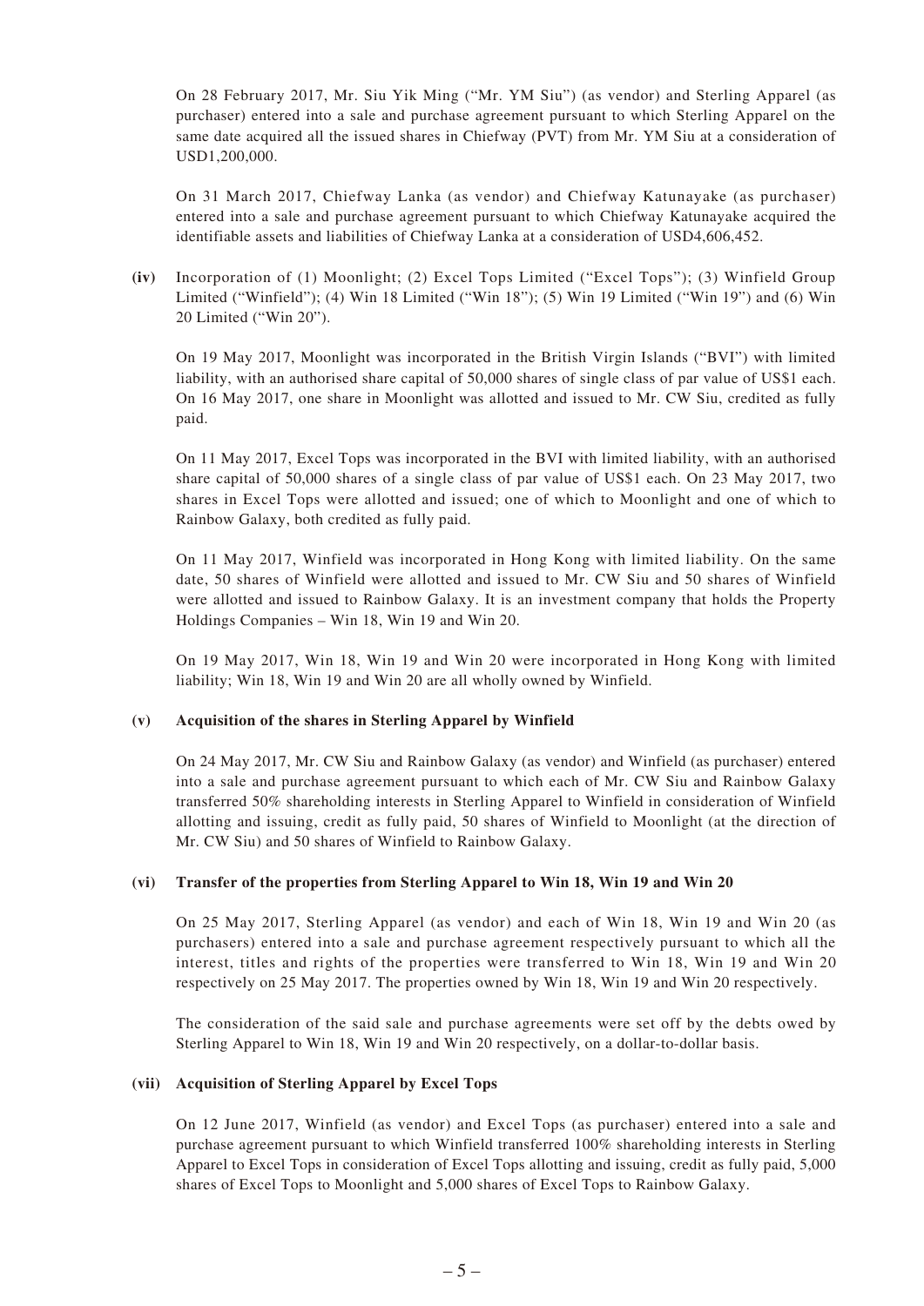On 28 February 2017, Mr. Siu Yik Ming ("Mr. YM Siu") (as vendor) and Sterling Apparel (as purchaser) entered into a sale and purchase agreement pursuant to which Sterling Apparel on the same date acquired all the issued shares in Chiefway (PVT) from Mr. YM Siu at a consideration of USD1,200,000.

On 31 March 2017, Chiefway Lanka (as vendor) and Chiefway Katunayake (as purchaser) entered into a sale and purchase agreement pursuant to which Chiefway Katunayake acquired the identifiable assets and liabilities of Chiefway Lanka at a consideration of USD4,606,452.

**(iv)** Incorporation of (1) Moonlight; (2) Excel Tops Limited ("Excel Tops"); (3) Winfield Group Limited ("Winfield"); (4) Win 18 Limited ("Win 18"); (5) Win 19 Limited ("Win 19") and (6) Win 20 Limited ("Win 20").

On 19 May 2017, Moonlight was incorporated in the British Virgin Islands ("BVI") with limited liability, with an authorised share capital of 50,000 shares of single class of par value of US$1 each. On 16 May 2017, one share in Moonlight was allotted and issued to Mr. CW Siu, credited as fully paid.

On 11 May 2017, Excel Tops was incorporated in the BVI with limited liability, with an authorised share capital of 50,000 shares of a single class of par value of US$1 each. On 23 May 2017, two shares in Excel Tops were allotted and issued; one of which to Moonlight and one of which to Rainbow Galaxy, both credited as fully paid.

On 11 May 2017, Winfield was incorporated in Hong Kong with limited liability. On the same date, 50 shares of Winfield were allotted and issued to Mr. CW Siu and 50 shares of Winfield were allotted and issued to Rainbow Galaxy. It is an investment company that holds the Property Holdings Companies – Win 18, Win 19 and Win 20.

On 19 May 2017, Win 18, Win 19 and Win 20 were incorporated in Hong Kong with limited liability; Win 18, Win 19 and Win 20 are all wholly owned by Winfield.

**(v) Acquisition of the shares in Sterling Apparel by Winfield**

On 24 May 2017, Mr. CW Siu and Rainbow Galaxy (as vendor) and Winfield (as purchaser) entered into a sale and purchase agreement pursuant to which each of Mr. CW Siu and Rainbow Galaxy transferred 50% shareholding interests in Sterling Apparel to Winfield in consideration of Winfield allotting and issuing, credit as fully paid, 50 shares of Winfield to Moonlight (at the direction of Mr. CW Siu) and 50 shares of Winfield to Rainbow Galaxy.

**(vi) Transfer of the properties from Sterling Apparel to Win 18, Win 19 and Win 20**

On 25 May 2017, Sterling Apparel (as vendor) and each of Win 18, Win 19 and Win 20 (as purchasers) entered into a sale and purchase agreement respectively pursuant to which all the interest, titles and rights of the properties were transferred to Win 18, Win 19 and Win 20 respectively on 25 May 2017. The properties owned by Win 18, Win 19 and Win 20 respectively.

The consideration of the said sale and purchase agreements were set off by the debts owed by Sterling Apparel to Win 18, Win 19 and Win 20 respectively, on a dollar-to-dollar basis.

**(vii) Acquisition of Sterling Apparel by Excel Tops**

On 12 June 2017, Winfield (as vendor) and Excel Tops (as purchaser) entered into a sale and purchase agreement pursuant to which Winfield transferred 100% shareholding interests in Sterling Apparel to Excel Tops in consideration of Excel Tops allotting and issuing, credit as fully paid, 5,000 shares of Excel Tops to Moonlight and 5,000 shares of Excel Tops to Rainbow Galaxy.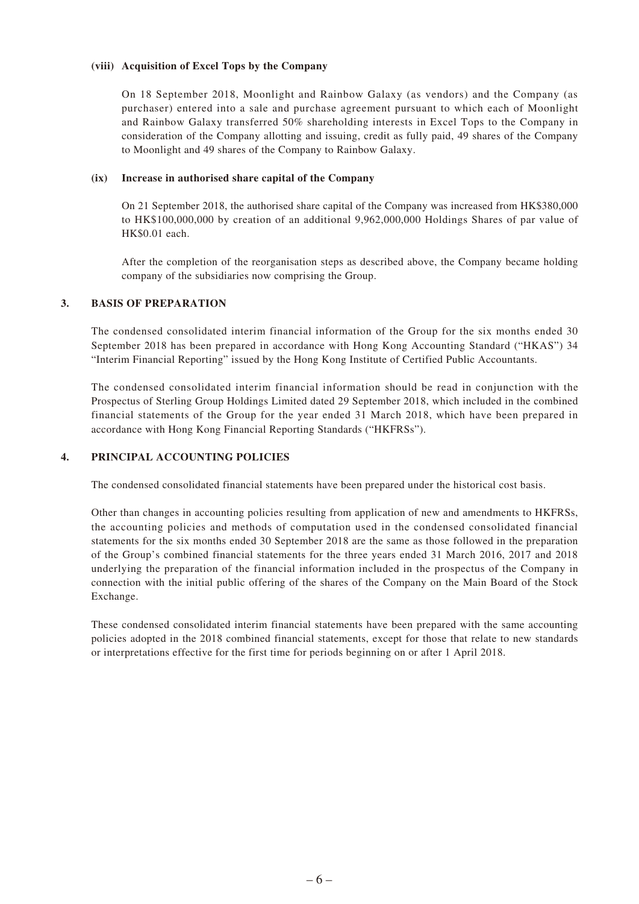**(viii) Acquisition of Excel Tops by the Company**

On 18 September 2018, Moonlight and Rainbow Galaxy (as vendors) and the Company (as purchaser) entered into a sale and purchase agreement pursuant to which each of Moonlight and Rainbow Galaxy transferred 50% shareholding interests in Excel Tops to the Company in consideration of the Company allotting and issuing, credit as fully paid, 49 shares of the Company to Moonlight and 49 shares of the Company to Rainbow Galaxy.

**(ix) Increase in authorised share capital of the Company**

On 21 September 2018, the authorised share capital of the Company was increased from HK$380,000 to HK$100,000,000 by creation of an additional 9,962,000,000 Holdings Shares of par value of HK$0.01 each.

After the completion of the reorganisation steps as described above, the Company became holding company of the subsidiaries now comprising the Group.

## 3. BASIS OF PREPARATION

The condensed consolidated interim financial information of the Group for the six months ended 30 September 2018 has been prepared in accordance with Hong Kong Accounting Standard ("HKAS") 34 "Interim Financial Reporting" issued by the Hong Kong Institute of Certified Public Accountants.

The condensed consolidated interim financial information should be read in conjunction with the Prospectus of Sterling Group Holdings Limited dated 29 September 2018, which included in the combined financial statements of the Group for the year ended 31 March 2018, which have been prepared in accordance with Hong Kong Financial Reporting Standards ("HKFRSs").

## 4. PRINCIPAL ACCOUNTING POLICIES

The condensed consolidated financial statements have been prepared under the historical cost basis.

Other than changes in accounting policies resulting from application of new and amendments to HKFRSs, the accounting policies and methods of computation used in the condensed consolidated financial statements for the six months ended 30 September 2018 are the same as those followed in the preparation of the Group's combined financial statements for the three years ended 31 March 2016, 2017 and 2018 underlying the preparation of the financial information included in the prospectus of the Company in connection with the initial public offering of the shares of the Company on the Main Board of the Stock Exchange.

These condensed consolidated interim financial statements have been prepared with the same accounting policies adopted in the 2018 combined financial statements, except for those that relate to new standards or interpretations effective for the first time for periods beginning on or after 1 April 2018.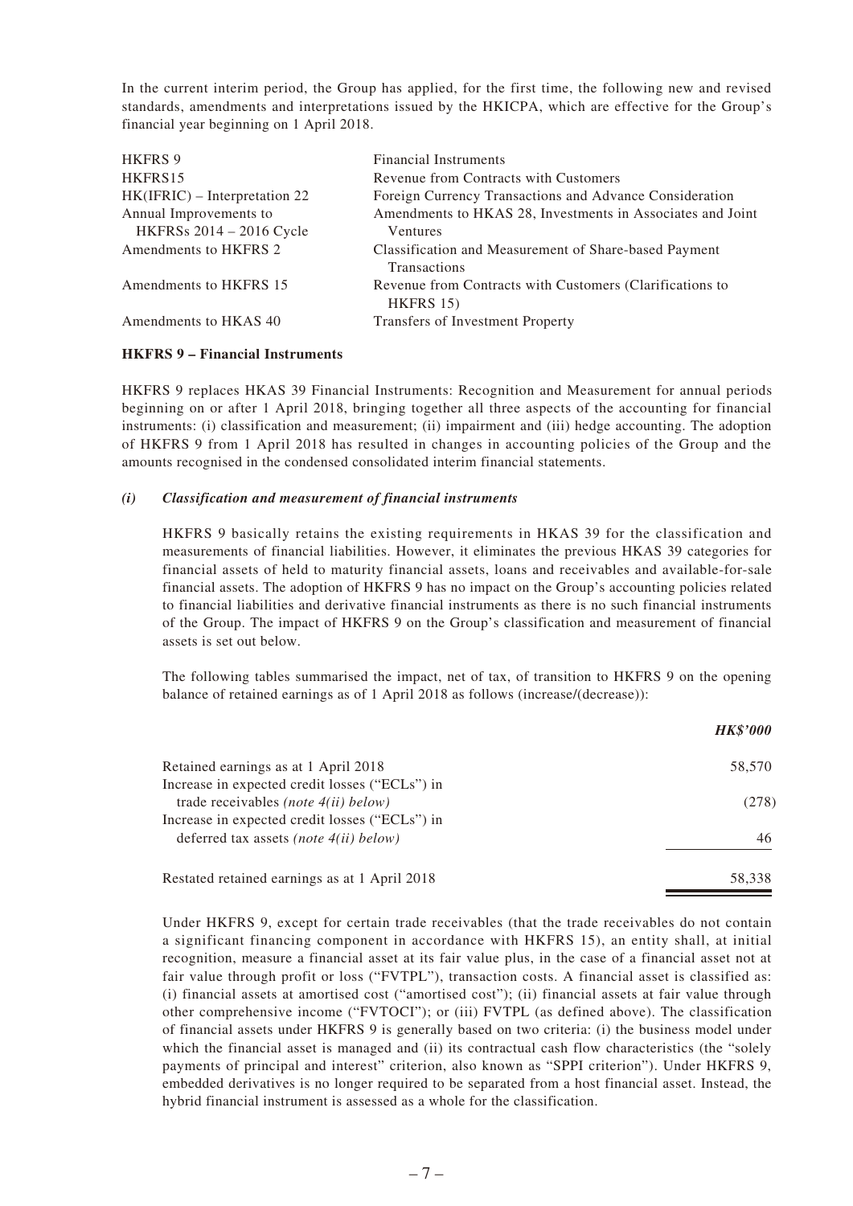In the current interim period, the Group has applied, for the first time, the following new and revised standards, amendments and interpretations issued by the HKICPA, which are effective for the Group's financial year beginning on 1 April 2018.

| | |
|---|---|
| HKFRS 9 | Financial Instruments |
| HKFRS15 | Revenue from Contracts with Customers |
| HK(IFRIC) – Interpretation 22 | Foreign Currency Transactions and Advance Consideration |
| Annual Improvements to HKFRSs 2014 – 2016 Cycle | Amendments to HKAS 28, Investments in Associates and Joint Ventures |
| Amendments to HKFRS 2 | Classification and Measurement of Share-based Payment Transactions |
| Amendments to HKFRS 15 | Revenue from Contracts with Customers (Clarifications to HKFRS 15) |
| Amendments to HKAS 40 | Transfers of Investment Property |

**HKFRS 9 – Financial Instruments**

HKFRS 9 replaces HKAS 39 Financial Instruments: Recognition and Measurement for annual periods beginning on or after 1 April 2018, bringing together all three aspects of the accounting for financial instruments: (i) classification and measurement; (ii) impairment and (iii) hedge accounting. The adoption of HKFRS 9 from 1 April 2018 has resulted in changes in accounting policies of the Group and the amounts recognised in the condensed consolidated interim financial statements.

***(i) Classification and measurement of financial instruments***

HKFRS 9 basically retains the existing requirements in HKAS 39 for the classification and measurements of financial liabilities. However, it eliminates the previous HKAS 39 categories for financial assets of held to maturity financial assets, loans and receivables and available-for-sale financial assets. The adoption of HKFRS 9 has no impact on the Group's accounting policies related to financial liabilities and derivative financial instruments as there is no such financial instruments of the Group. The impact of HKFRS 9 on the Group's classification and measurement of financial assets is set out below.

The following tables summarised the impact, net of tax, of transition to HKFRS 9 on the opening balance of retained earnings as of 1 April 2018 as follows (increase/(decrease)):

| | ***HK$'000*** |
|---|---:|
| Retained earnings as at 1 April 2018 | 58,570 |
| Increase in expected credit losses ("ECLs") in trade receivables *(note 4(ii) below)* | (278) |
| Increase in expected credit losses ("ECLs") in deferred tax assets *(note 4(ii) below)* | 46 |
| Restated retained earnings as at 1 April 2018 | 58,338 |

Under HKFRS 9, except for certain trade receivables (that the trade receivables do not contain a significant financing component in accordance with HKFRS 15), an entity shall, at initial recognition, measure a financial asset at its fair value plus, in the case of a financial asset not at fair value through profit or loss ("FVTPL"), transaction costs. A financial asset is classified as: (i) financial assets at amortised cost ("amortised cost"); (ii) financial assets at fair value through other comprehensive income ("FVTOCI"); or (iii) FVTPL (as defined above). The classification of financial assets under HKFRS 9 is generally based on two criteria: (i) the business model under which the financial asset is managed and (ii) its contractual cash flow characteristics (the "solely payments of principal and interest" criterion, also known as "SPPI criterion"). Under HKFRS 9, embedded derivatives is no longer required to be separated from a host financial asset. Instead, the hybrid financial instrument is assessed as a whole for the classification.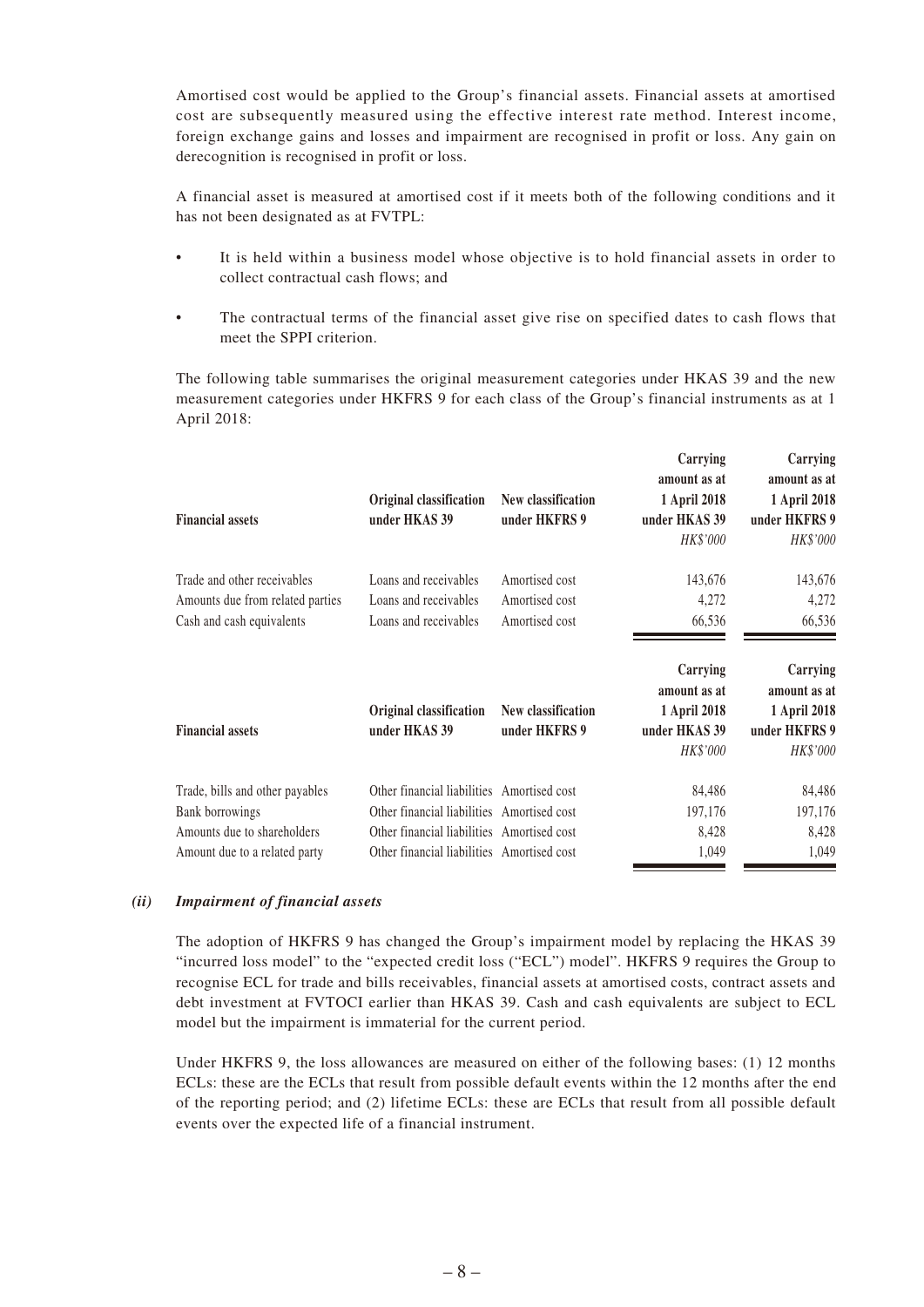Amortised cost would be applied to the Group's financial assets. Financial assets at amortised cost are subsequently measured using the effective interest rate method. Interest income, foreign exchange gains and losses and impairment are recognised in profit or loss. Any gain on derecognition is recognised in profit or loss.

A financial asset is measured at amortised cost if it meets both of the following conditions and it has not been designated as at FVTPL:

- It is held within a business model whose objective is to hold financial assets in order to collect contractual cash flows; and
- The contractual terms of the financial asset give rise on specified dates to cash flows that meet the SPPI criterion.

The following table summarises the original measurement categories under HKAS 39 and the new measurement categories under HKFRS 9 for each class of the Group's financial instruments as at 1 April 2018:

| **Financial assets** | **Original classification under HKAS 39** | **New classification under HKFRS 9** | **Carrying amount as at 1 April 2018 under HKAS 39** | **Carrying amount as at 1 April 2018 under HKFRS 9** |
|---|---|---|---|---|
| | | | *HK$'000* | *HK$'000* |
| Trade and other receivables | Loans and receivables | Amortised cost | 143,676 | 143,676 |
| Amounts due from related parties | Loans and receivables | Amortised cost | 4,272 | 4,272 |
| Cash and cash equivalents | Loans and receivables | Amortised cost | 66,536 | 66,536 |

| **Financial assets** | **Original classification under HKAS 39** | **New classification under HKFRS 9** | **Carrying amount as at 1 April 2018 under HKAS 39** | **Carrying amount as at 1 April 2018 under HKFRS 9** |
|---|---|---|---|---|
| | | | *HK$'000* | *HK$'000* |
| Trade, bills and other payables | Other financial liabilities | Amortised cost | 84,486 | 84,486 |
| Bank borrowings | Other financial liabilities | Amortised cost | 197,176 | 197,176 |
| Amounts due to shareholders | Other financial liabilities | Amortised cost | 8,428 | 8,428 |
| Amount due to a related party | Other financial liabilities | Amortised cost | 1,049 | 1,049 |

***(ii) Impairment of financial assets***

The adoption of HKFRS 9 has changed the Group's impairment model by replacing the HKAS 39 "incurred loss model" to the "expected credit loss ("ECL") model". HKFRS 9 requires the Group to recognise ECL for trade and bills receivables, financial assets at amortised costs, contract assets and debt investment at FVTOCI earlier than HKAS 39. Cash and cash equivalents are subject to ECL model but the impairment is immaterial for the current period.

Under HKFRS 9, the loss allowances are measured on either of the following bases: (1) 12 months ECLs: these are the ECLs that result from possible default events within the 12 months after the end of the reporting period; and (2) lifetime ECLs: these are ECLs that result from all possible default events over the expected life of a financial instrument.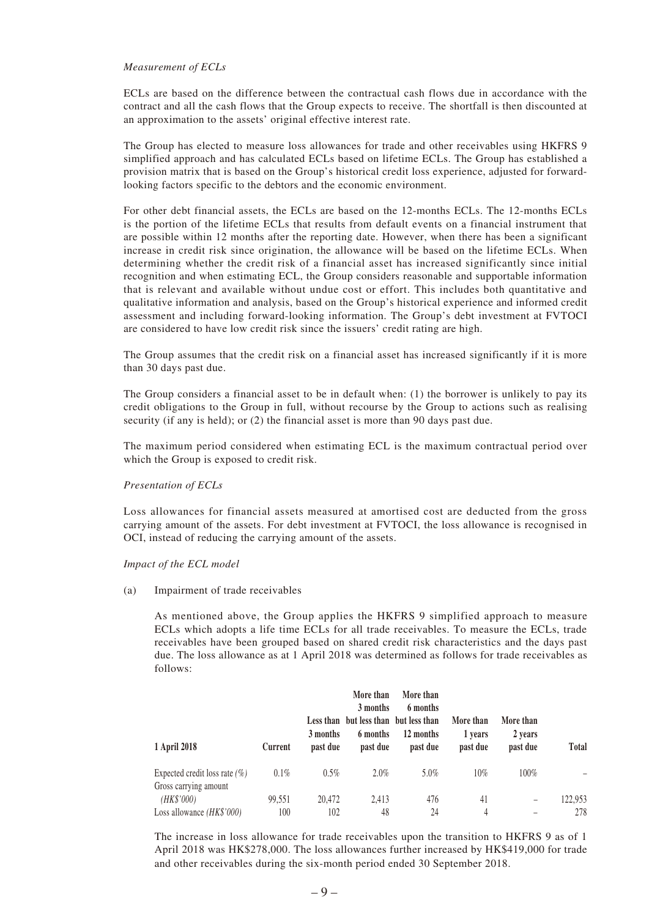*Measurement of ECLs*

ECLs are based on the difference between the contractual cash flows due in accordance with the contract and all the cash flows that the Group expects to receive. The shortfall is then discounted at an approximation to the assets' original effective interest rate.

The Group has elected to measure loss allowances for trade and other receivables using HKFRS 9 simplified approach and has calculated ECLs based on lifetime ECLs. The Group has established a provision matrix that is based on the Group's historical credit loss experience, adjusted for forward-looking factors specific to the debtors and the economic environment.

For other debt financial assets, the ECLs are based on the 12-months ECLs. The 12-months ECLs is the portion of the lifetime ECLs that results from default events on a financial instrument that are possible within 12 months after the reporting date. However, when there has been a significant increase in credit risk since origination, the allowance will be based on the lifetime ECLs. When determining whether the credit risk of a financial asset has increased significantly since initial recognition and when estimating ECL, the Group considers reasonable and supportable information that is relevant and available without undue cost or effort. This includes both quantitative and qualitative information and analysis, based on the Group's historical experience and informed credit assessment and including forward-looking information. The Group's debt investment at FVTOCI are considered to have low credit risk since the issuers' credit rating are high.

The Group assumes that the credit risk on a financial asset has increased significantly if it is more than 30 days past due.

The Group considers a financial asset to be in default when: (1) the borrower is unlikely to pay its credit obligations to the Group in full, without recourse by the Group to actions such as realising security (if any is held); or (2) the financial asset is more than 90 days past due.

The maximum period considered when estimating ECL is the maximum contractual period over which the Group is exposed to credit risk.

*Presentation of ECLs*

Loss allowances for financial assets measured at amortised cost are deducted from the gross carrying amount of the assets. For debt investment at FVTOCI, the loss allowance is recognised in OCI, instead of reducing the carrying amount of the assets.

*Impact of the ECL model*

(a) Impairment of trade receivables

As mentioned above, the Group applies the HKFRS 9 simplified approach to measure ECLs which adopts a life time ECLs for all trade receivables. To measure the ECLs, trade receivables have been grouped based on shared credit risk characteristics and the days past due. The loss allowance as at 1 April 2018 was determined as follows for trade receivables as follows:

| 1 April 2018 | Current | Less than 3 months past due | More than 3 months but less than 6 months past due | More than 6 months but less than 12 months past due | More than 1 years past due | More than 2 years past due | Total |
|---|---|---|---|---|---|---|---|
| Expected credit loss rate *(%)* | 0.1% | 0.5% | 2.0% | 5.0% | 10% | 100% | – |
| Gross carrying amount *(HK$'000)* | 99,551 | 20,472 | 2,413 | 476 | 41 | – | 122,953 |
| Loss allowance *(HK$'000)* | 100 | 102 | 48 | 24 | 4 | – | 278 |

The increase in loss allowance for trade receivables upon the transition to HKFRS 9 as of 1 April 2018 was HK$278,000. The loss allowances further increased by HK$419,000 for trade and other receivables during the six-month period ended 30 September 2018.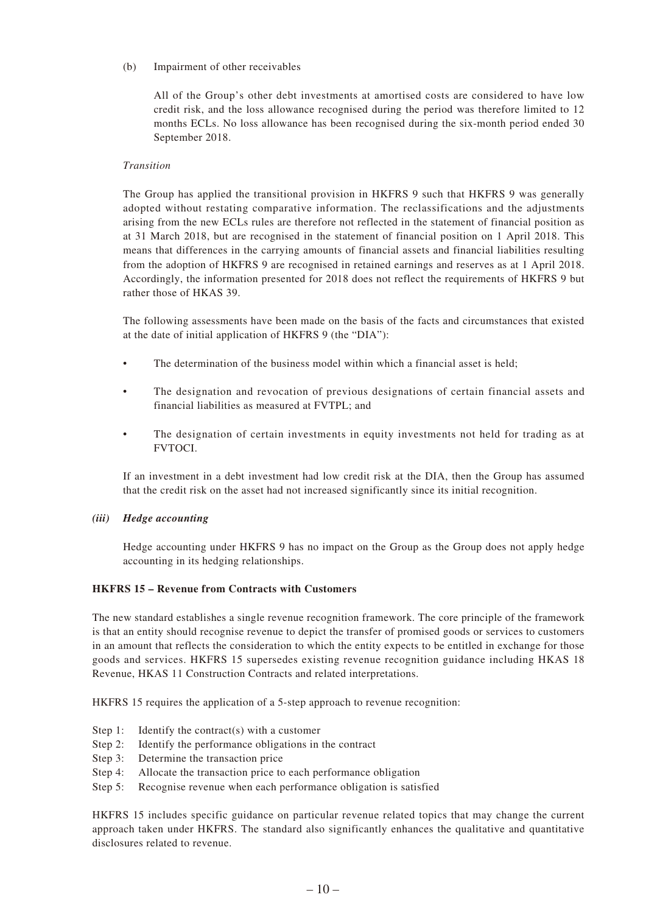(b) Impairment of other receivables

All of the Group's other debt investments at amortised costs are considered to have low credit risk, and the loss allowance recognised during the period was therefore limited to 12 months ECLs. No loss allowance has been recognised during the six-month period ended 30 September 2018.

*Transition*

The Group has applied the transitional provision in HKFRS 9 such that HKFRS 9 was generally adopted without restating comparative information. The reclassifications and the adjustments arising from the new ECLs rules are therefore not reflected in the statement of financial position as at 31 March 2018, but are recognised in the statement of financial position on 1 April 2018. This means that differences in the carrying amounts of financial assets and financial liabilities resulting from the adoption of HKFRS 9 are recognised in retained earnings and reserves as at 1 April 2018. Accordingly, the information presented for 2018 does not reflect the requirements of HKFRS 9 but rather those of HKAS 39.

The following assessments have been made on the basis of the facts and circumstances that existed at the date of initial application of HKFRS 9 (the "DIA"):

- The determination of the business model within which a financial asset is held;
- The designation and revocation of previous designations of certain financial assets and financial liabilities as measured at FVTPL; and
- The designation of certain investments in equity investments not held for trading as at FVTOCI.

If an investment in a debt investment had low credit risk at the DIA, then the Group has assumed that the credit risk on the asset had not increased significantly since its initial recognition.

***(iii) Hedge accounting***

Hedge accounting under HKFRS 9 has no impact on the Group as the Group does not apply hedge accounting in its hedging relationships.

**HKFRS 15 – Revenue from Contracts with Customers**

The new standard establishes a single revenue recognition framework. The core principle of the framework is that an entity should recognise revenue to depict the transfer of promised goods or services to customers in an amount that reflects the consideration to which the entity expects to be entitled in exchange for those goods and services. HKFRS 15 supersedes existing revenue recognition guidance including HKAS 18 Revenue, HKAS 11 Construction Contracts and related interpretations.

HKFRS 15 requires the application of a 5-step approach to revenue recognition:

Step 1: Identify the contract(s) with a customer
Step 2: Identify the performance obligations in the contract
Step 3: Determine the transaction price
Step 4: Allocate the transaction price to each performance obligation
Step 5: Recognise revenue when each performance obligation is satisfied

HKFRS 15 includes specific guidance on particular revenue related topics that may change the current approach taken under HKFRS. The standard also significantly enhances the qualitative and quantitative disclosures related to revenue.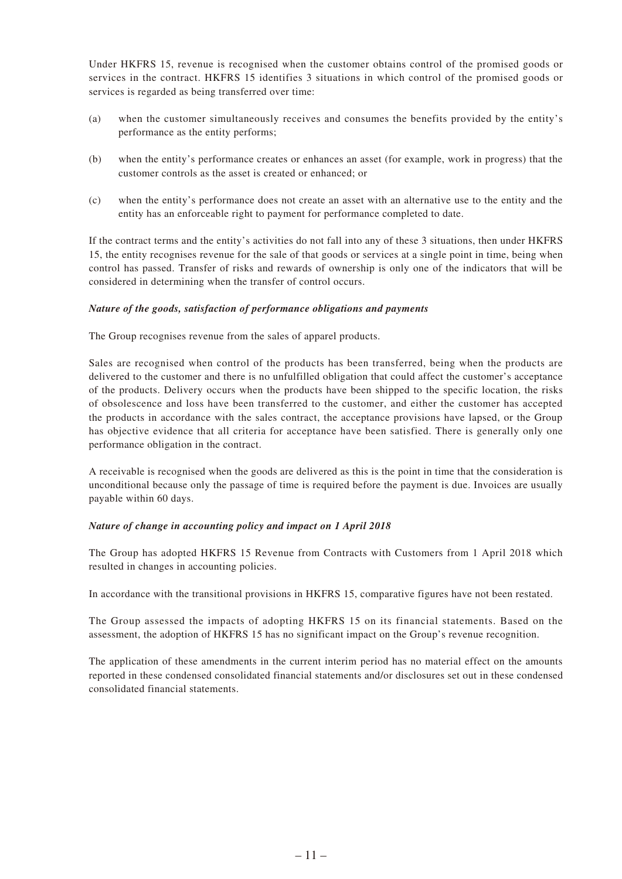Under HKFRS 15, revenue is recognised when the customer obtains control of the promised goods or services in the contract. HKFRS 15 identifies 3 situations in which control of the promised goods or services is regarded as being transferred over time:

(a) when the customer simultaneously receives and consumes the benefits provided by the entity's performance as the entity performs;

(b) when the entity's performance creates or enhances an asset (for example, work in progress) that the customer controls as the asset is created or enhanced; or

(c) when the entity's performance does not create an asset with an alternative use to the entity and the entity has an enforceable right to payment for performance completed to date.

If the contract terms and the entity's activities do not fall into any of these 3 situations, then under HKFRS 15, the entity recognises revenue for the sale of that goods or services at a single point in time, being when control has passed. Transfer of risks and rewards of ownership is only one of the indicators that will be considered in determining when the transfer of control occurs.

***Nature of the goods, satisfaction of performance obligations and payments***

The Group recognises revenue from the sales of apparel products.

Sales are recognised when control of the products has been transferred, being when the products are delivered to the customer and there is no unfulfilled obligation that could affect the customer's acceptance of the products. Delivery occurs when the products have been shipped to the specific location, the risks of obsolescence and loss have been transferred to the customer, and either the customer has accepted the products in accordance with the sales contract, the acceptance provisions have lapsed, or the Group has objective evidence that all criteria for acceptance have been satisfied. There is generally only one performance obligation in the contract.

A receivable is recognised when the goods are delivered as this is the point in time that the consideration is unconditional because only the passage of time is required before the payment is due. Invoices are usually payable within 60 days.

***Nature of change in accounting policy and impact on 1 April 2018***

The Group has adopted HKFRS 15 Revenue from Contracts with Customers from 1 April 2018 which resulted in changes in accounting policies.

In accordance with the transitional provisions in HKFRS 15, comparative figures have not been restated.

The Group assessed the impacts of adopting HKFRS 15 on its financial statements. Based on the assessment, the adoption of HKFRS 15 has no significant impact on the Group's revenue recognition.

The application of these amendments in the current interim period has no material effect on the amounts reported in these condensed consolidated financial statements and/or disclosures set out in these condensed consolidated financial statements.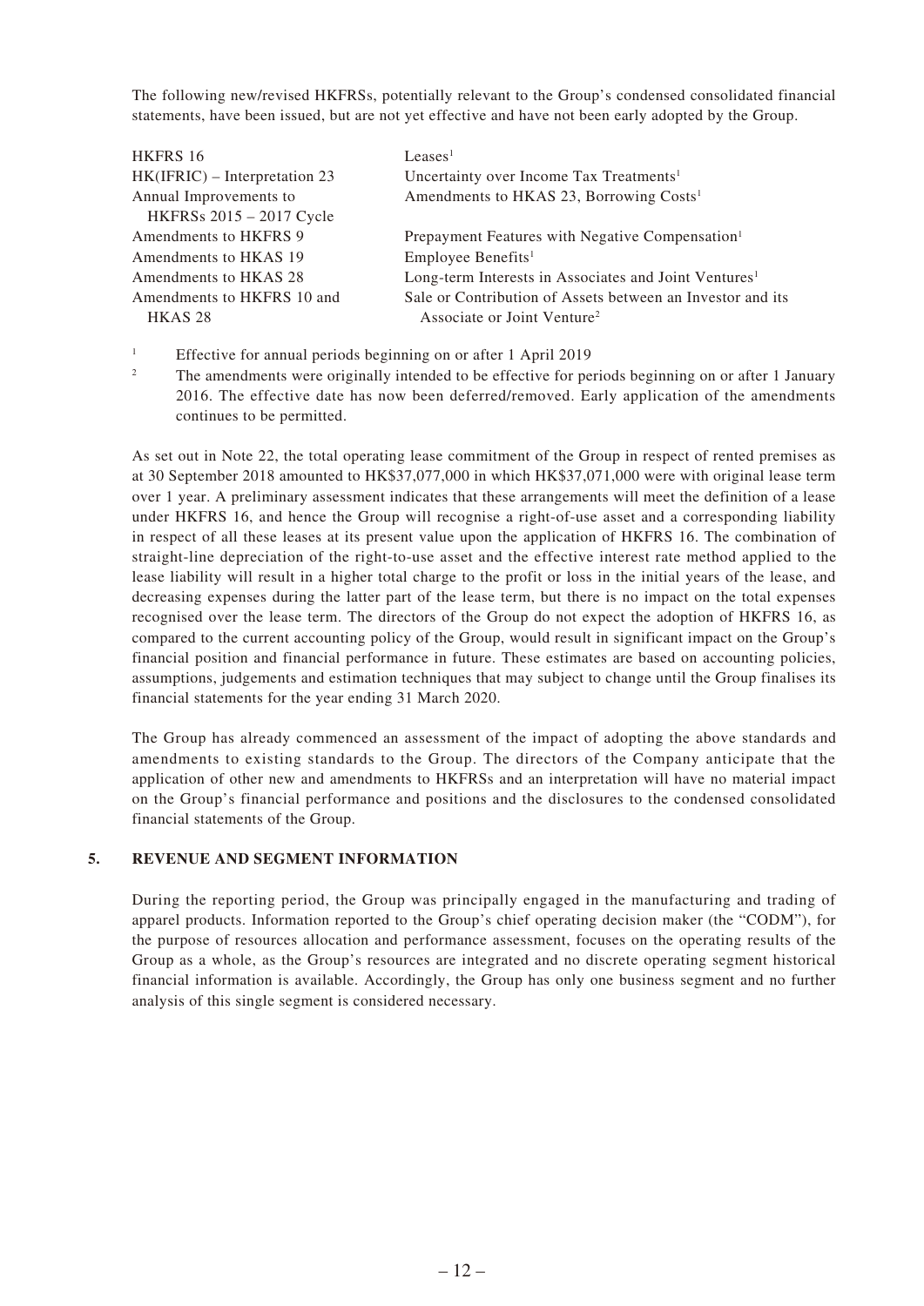The following new/revised HKFRSs, potentially relevant to the Group's condensed consolidated financial statements, have been issued, but are not yet effective and have not been early adopted by the Group.

| | |
|---|---|
| HKFRS 16 | Leases[1] |
| HK(IFRIC) – Interpretation 23 | Uncertainty over Income Tax Treatments[1] |
| Annual Improvements to HKFRSs 2015 – 2017 Cycle | Amendments to HKAS 23, Borrowing Costs[1] |
| Amendments to HKFRS 9 | Prepayment Features with Negative Compensation[1] |
| Amendments to HKAS 19 | Employee Benefits[1] |
| Amendments to HKAS 28 | Long-term Interests in Associates and Joint Ventures[1] |
| Amendments to HKFRS 10 and HKAS 28 | Sale or Contribution of Assets between an Investor and its Associate or Joint Venture[2] |

[1] Effective for annual periods beginning on or after 1 April 2019

[2] The amendments were originally intended to be effective for periods beginning on or after 1 January 2016. The effective date has now been deferred/removed. Early application of the amendments continues to be permitted.

As set out in Note 22, the total operating lease commitment of the Group in respect of rented premises as at 30 September 2018 amounted to HK$37,077,000 in which HK$37,071,000 were with original lease term over 1 year. A preliminary assessment indicates that these arrangements will meet the definition of a lease under HKFRS 16, and hence the Group will recognise a right-of-use asset and a corresponding liability in respect of all these leases at its present value upon the application of HKFRS 16. The combination of straight-line depreciation of the right-to-use asset and the effective interest rate method applied to the lease liability will result in a higher total charge to the profit or loss in the initial years of the lease, and decreasing expenses during the latter part of the lease term, but there is no impact on the total expenses recognised over the lease term. The directors of the Group do not expect the adoption of HKFRS 16, as compared to the current accounting policy of the Group, would result in significant impact on the Group's financial position and financial performance in future. These estimates are based on accounting policies, assumptions, judgements and estimation techniques that may subject to change until the Group finalises its financial statements for the year ending 31 March 2020.

The Group has already commenced an assessment of the impact of adopting the above standards and amendments to existing standards to the Group. The directors of the Company anticipate that the application of other new and amendments to HKFRSs and an interpretation will have no material impact on the Group's financial performance and positions and the disclosures to the condensed consolidated financial statements of the Group.

## 5. REVENUE AND SEGMENT INFORMATION

During the reporting period, the Group was principally engaged in the manufacturing and trading of apparel products. Information reported to the Group's chief operating decision maker (the "CODM"), for the purpose of resources allocation and performance assessment, focuses on the operating results of the Group as a whole, as the Group's resources are integrated and no discrete operating segment historical financial information is available. Accordingly, the Group has only one business segment and no further analysis of this single segment is considered necessary.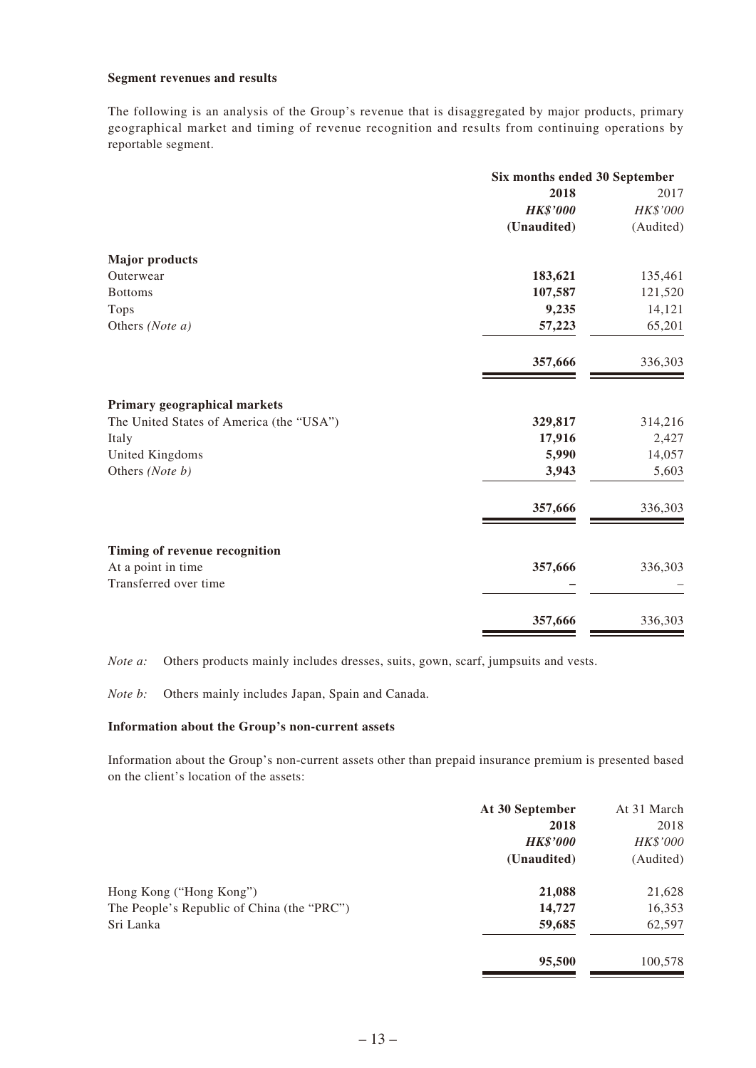**Segment revenues and results**

The following is an analysis of the Group's revenue that is disaggregated by major products, primary geographical market and timing of revenue recognition and results from continuing operations by reportable segment.

| | Six months ended 30 September | |
|---|---|---|
| | **2018** | 2017 |
| | ***HK$'000*** | *HK$'000* |
| | **(Unaudited)** | (Audited) |
| **Major products** | | |
| Outerwear | **183,621** | 135,461 |
| Bottoms | **107,587** | 121,520 |
| Tops | **9,235** | 14,121 |
| Others *(Note a)* | **57,223** | 65,201 |
| | **357,666** | 336,303 |
| **Primary geographical markets** | | |
| The United States of America (the "USA") | **329,817** | 314,216 |
| Italy | **17,916** | 2,427 |
| United Kingdoms | **5,990** | 14,057 |
| Others *(Note b)* | **3,943** | 5,603 |
| | **357,666** | 336,303 |
| **Timing of revenue recognition** | | |
| At a point in time | **357,666** | 336,303 |
| Transferred over time | **–** | – |
| | **357,666** | 336,303 |

*Note a:* Others products mainly includes dresses, suits, gown, scarf, jumpsuits and vests.

*Note b:* Others mainly includes Japan, Spain and Canada.

**Information about the Group's non-current assets**

Information about the Group's non-current assets other than prepaid insurance premium is presented based on the client's location of the assets:

| | **At 30 September** | At 31 March |
|---|---|---|
| | **2018** | 2018 |
| | ***HK$'000*** | *HK$'000* |
| | **(Unaudited)** | (Audited) |
| Hong Kong ("Hong Kong") | **21,088** | 21,628 |
| The People's Republic of China (the "PRC") | **14,727** | 16,353 |
| Sri Lanka | **59,685** | 62,597 |
| | **95,500** | 100,578 |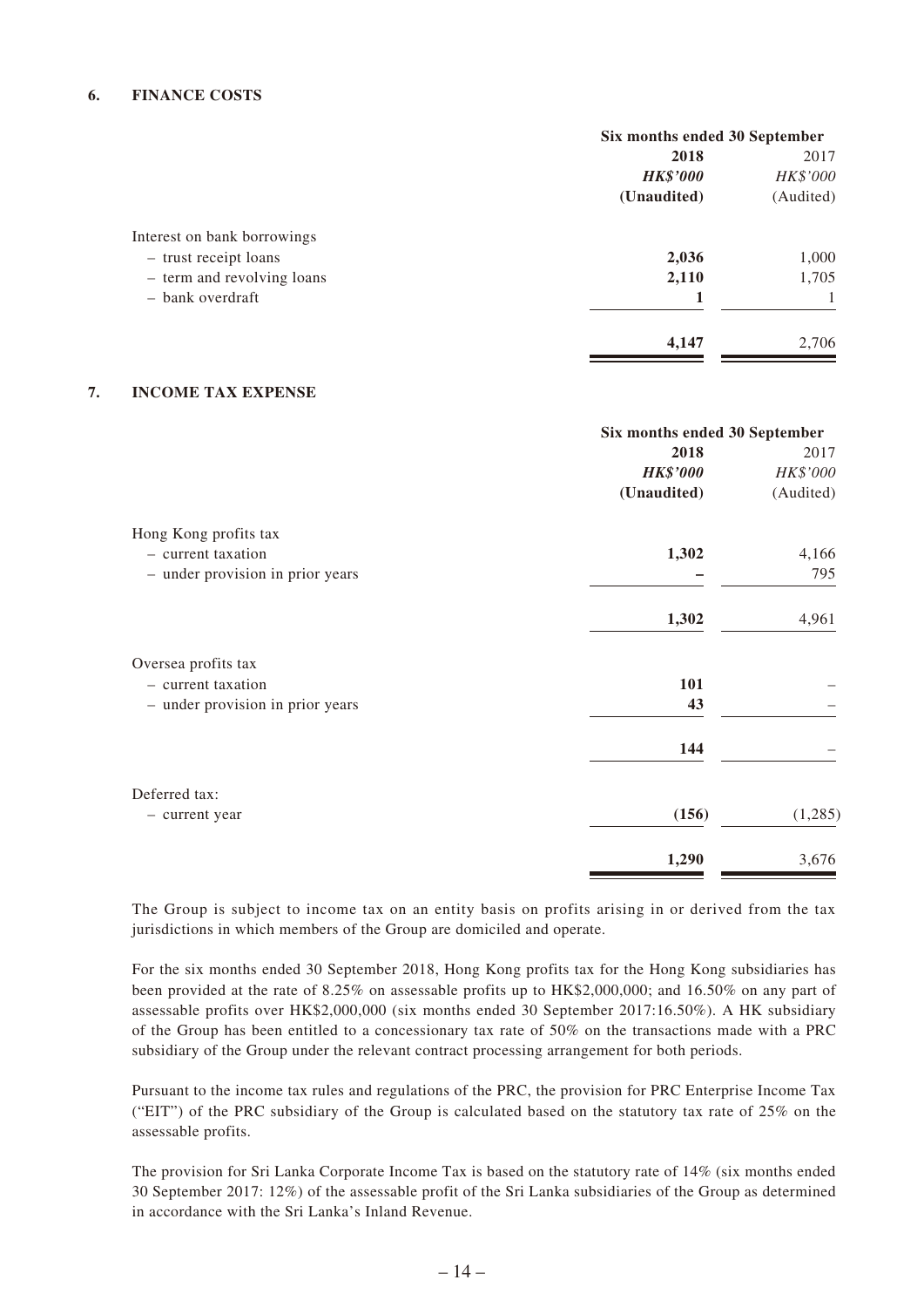## 6. FINANCE COSTS

| | Six months ended 30 September | |
|---|---|---|
| | **2018** | 2017 |
| | ***HK$'000*** | *HK$'000* |
| | **(Unaudited)** | (Audited) |
| Interest on bank borrowings | | |
| – trust receipt loans | **2,036** | 1,000 |
| – term and revolving loans | **2,110** | 1,705 |
| – bank overdraft | **1** | 1 |
| | **4,147** | 2,706 |

## 7. INCOME TAX EXPENSE

| | Six months ended 30 September | |
|---|---|---|
| | **2018** | 2017 |
| | ***HK$'000*** | *HK$'000* |
| | **(Unaudited)** | (Audited) |
| Hong Kong profits tax | | |
| – current taxation | **1,302** | 4,166 |
| – under provision in prior years | **–** | 795 |
| | **1,302** | 4,961 |
| Oversea profits tax | | |
| – current taxation | **101** | – |
| – under provision in prior years | **43** | – |
| | **144** | – |
| Deferred tax: | | |
| – current year | **(156)** | (1,285) |
| | **1,290** | 3,676 |

The Group is subject to income tax on an entity basis on profits arising in or derived from the tax jurisdictions in which members of the Group are domiciled and operate.

For the six months ended 30 September 2018, Hong Kong profits tax for the Hong Kong subsidiaries has been provided at the rate of 8.25% on assessable profits up to HK$2,000,000; and 16.50% on any part of assessable profits over HK$2,000,000 (six months ended 30 September 2017:16.50%). A HK subsidiary of the Group has been entitled to a concessionary tax rate of 50% on the transactions made with a PRC subsidiary of the Group under the relevant contract processing arrangement for both periods.

Pursuant to the income tax rules and regulations of the PRC, the provision for PRC Enterprise Income Tax ("EIT") of the PRC subsidiary of the Group is calculated based on the statutory tax rate of 25% on the assessable profits.

The provision for Sri Lanka Corporate Income Tax is based on the statutory rate of 14% (six months ended 30 September 2017: 12%) of the assessable profit of the Sri Lanka subsidiaries of the Group as determined in accordance with the Sri Lanka's Inland Revenue.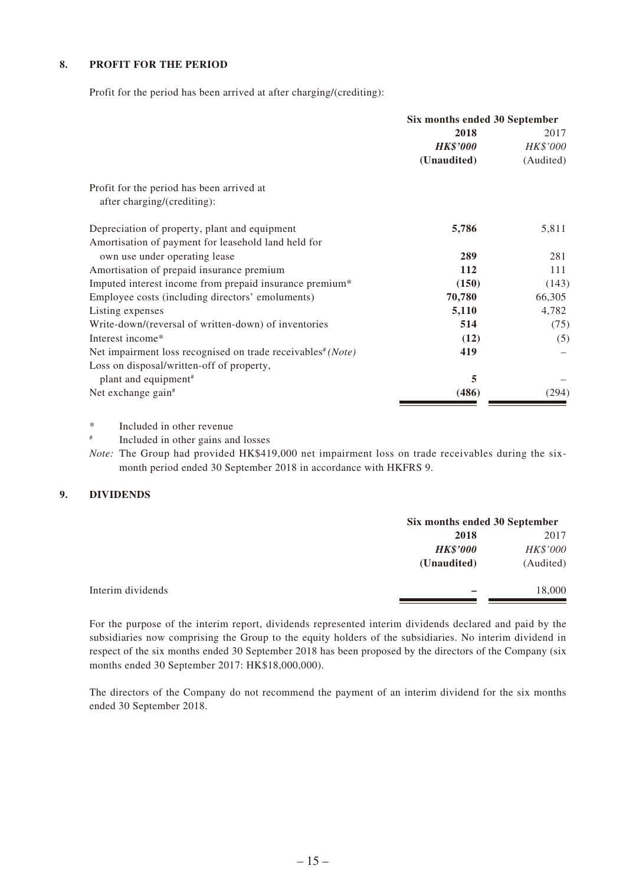## 8. PROFIT FOR THE PERIOD

Profit for the period has been arrived at after charging/(crediting):

| | Six months ended 30 September | |
|---|---|---|
| | **2018** | 2017 |
| | ***HK$'000*** | *HK$'000* |
| | **(Unaudited)** | (Audited) |
| Profit for the period has been arrived at after charging/(crediting): | | |
| Depreciation of property, plant and equipment | **5,786** | 5,811 |
| Amortisation of payment for leasehold land held for own use under operating lease | **289** | 281 |
| Amortisation of prepaid insurance premium | **112** | 111 |
| Imputed interest income from prepaid insurance premium* | **(150)** | (143) |
| Employee costs (including directors' emoluments) | **70,780** | 66,305 |
| Listing expenses | **5,110** | 4,782 |
| Write-down/(reversal of written-down) of inventories | **514** | (75) |
| Interest income* | **(12)** | (5) |
| Net impairment loss recognised on trade receivables# *(Note)* | **419** | – |
| Loss on disposal/written-off of property, plant and equipment# | **5** | – |
| Net exchange gain# | **(486)** | (294) |

\* Included in other revenue

\# Included in other gains and losses

*Note:* The Group had provided HK$419,000 net impairment loss on trade receivables during the six-month period ended 30 September 2018 in accordance with HKFRS 9.

## 9. DIVIDENDS

| | Six months ended 30 September | |
|---|---|---|
| | **2018** | 2017 |
| | ***HK$'000*** | *HK$'000* |
| | **(Unaudited)** | (Audited) |
| Interim dividends | **–** | 18,000 |

For the purpose of the interim report, dividends represented interim dividends declared and paid by the subsidiaries now comprising the Group to the equity holders of the subsidiaries. No interim dividend in respect of the six months ended 30 September 2018 has been proposed by the directors of the Company (six months ended 30 September 2017: HK$18,000,000).

The directors of the Company do not recommend the payment of an interim dividend for the six months ended 30 September 2018.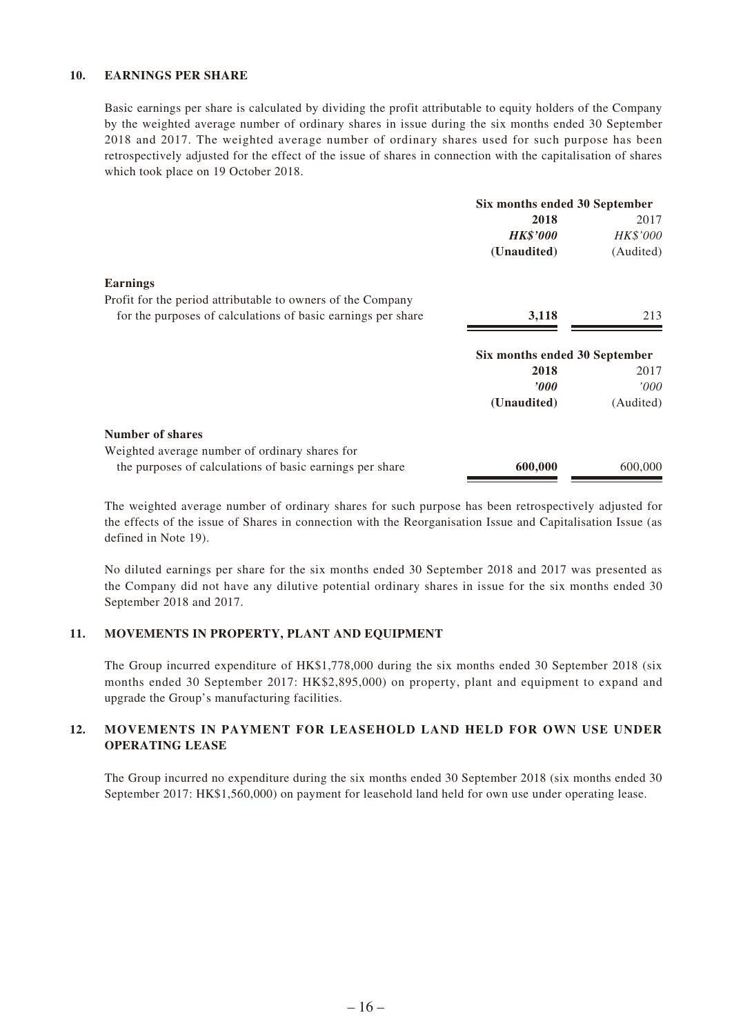## 10. EARNINGS PER SHARE

Basic earnings per share is calculated by dividing the profit attributable to equity holders of the Company by the weighted average number of ordinary shares in issue during the six months ended 30 September 2018 and 2017. The weighted average number of ordinary shares used for such purpose has been retrospectively adjusted for the effect of the issue of shares in connection with the capitalisation of shares which took place on 19 October 2018.

| | Six months ended 30 September | |
|---|---|---|
| | **2018** | 2017 |
| | ***HK$'000*** | *HK$'000* |
| | **(Unaudited)** | (Audited) |
| **Earnings** | | |
| Profit for the period attributable to owners of the Company for the purposes of calculations of basic earnings per share | **3,118** | 213 |

| | Six months ended 30 September | |
|---|---|---|
| | **2018** | 2017 |
| | ***'000*** | *'000* |
| | **(Unaudited)** | (Audited) |
| **Number of shares** | | |
| Weighted average number of ordinary shares for the purposes of calculations of basic earnings per share | **600,000** | 600,000 |

The weighted average number of ordinary shares for such purpose has been retrospectively adjusted for the effects of the issue of Shares in connection with the Reorganisation Issue and Capitalisation Issue (as defined in Note 19).

No diluted earnings per share for the six months ended 30 September 2018 and 2017 was presented as the Company did not have any dilutive potential ordinary shares in issue for the six months ended 30 September 2018 and 2017.

## 11. MOVEMENTS IN PROPERTY, PLANT AND EQUIPMENT

The Group incurred expenditure of HK$1,778,000 during the six months ended 30 September 2018 (six months ended 30 September 2017: HK$2,895,000) on property, plant and equipment to expand and upgrade the Group's manufacturing facilities.

## 12. MOVEMENTS IN PAYMENT FOR LEASEHOLD LAND HELD FOR OWN USE UNDER OPERATING LEASE

The Group incurred no expenditure during the six months ended 30 September 2018 (six months ended 30 September 2017: HK$1,560,000) on payment for leasehold land held for own use under operating lease.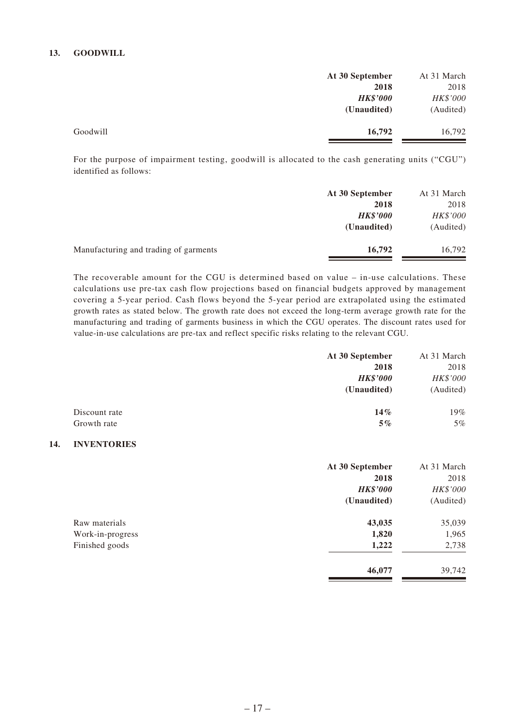## 13. GOODWILL

| | At 30 September 2018 HK$'000 (Unaudited) | At 31 March 2018 HK$'000 (Audited) |
|---|---|---|
| Goodwill | **16,792** | 16,792 |

For the purpose of impairment testing, goodwill is allocated to the cash generating units ("CGU") identified as follows:

| | At 30 September 2018 HK$'000 (Unaudited) | At 31 March 2018 HK$'000 (Audited) |
|---|---|---|
| Manufacturing and trading of garments | **16,792** | 16,792 |

The recoverable amount for the CGU is determined based on value – in-use calculations. These calculations use pre-tax cash flow projections based on financial budgets approved by management covering a 5-year period. Cash flows beyond the 5-year period are extrapolated using the estimated growth rates as stated below. The growth rate does not exceed the long-term average growth rate for the manufacturing and trading of garments business in which the CGU operates. The discount rates used for value-in-use calculations are pre-tax and reflect specific risks relating to the relevant CGU.

| | At 30 September 2018 HK$'000 (Unaudited) | At 31 March 2018 HK$'000 (Audited) |
|---|---|---|
| Discount rate | **14%** | 19% |
| Growth rate | **5%** | 5% |

## 14. INVENTORIES

| | At 30 September 2018 HK$'000 (Unaudited) | At 31 March 2018 HK$'000 (Audited) |
|---|---|---|
| Raw materials | **43,035** | 35,039 |
| Work-in-progress | **1,820** | 1,965 |
| Finished goods | **1,222** | 2,738 |
| | **46,077** | 39,742 |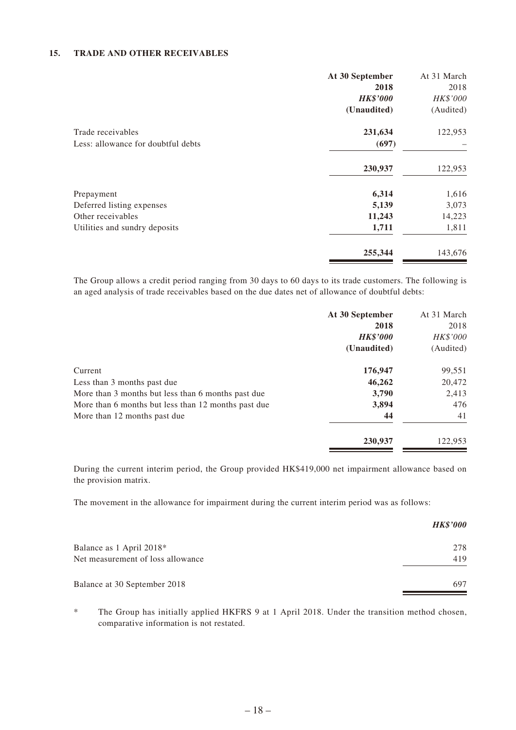### 15. TRADE AND OTHER RECEIVABLES

| | At 30 September 2018 | At 31 March 2018 |
|---|---|---|
| | ***HK$'000*** | *HK$'000* |
| | **(Unaudited)** | (Audited) |
| Trade receivables | **231,634** | 122,953 |
| Less: allowance for doubtful debts | **(697)** | – |
| | **230,937** | 122,953 |
| Prepayment | **6,314** | 1,616 |
| Deferred listing expenses | **5,139** | 3,073 |
| Other receivables | **11,243** | 14,223 |
| Utilities and sundry deposits | **1,711** | 1,811 |
| | **255,344** | 143,676 |

The Group allows a credit period ranging from 30 days to 60 days to its trade customers. The following is an aged analysis of trade receivables based on the due dates net of allowance of doubtful debts:

| | At 30 September 2018 | At 31 March 2018 |
|---|---|---|
| | ***HK$'000*** | *HK$'000* |
| | **(Unaudited)** | (Audited) |
| Current | **176,947** | 99,551 |
| Less than 3 months past due | **46,262** | 20,472 |
| More than 3 months but less than 6 months past due | **3,790** | 2,413 |
| More than 6 months but less than 12 months past due | **3,894** | 476 |
| More than 12 months past due | **44** | 41 |
| | **230,937** | 122,953 |

During the current interim period, the Group provided HK$419,000 net impairment allowance based on the provision matrix.

The movement in the allowance for impairment during the current interim period was as follows:

| | ***HK$'000*** |
|---|---|
| Balance as 1 April 2018* | 278 |
| Net measurement of loss allowance | 419 |
| Balance at 30 September 2018 | 697 |

\* The Group has initially applied HKFRS 9 at 1 April 2018. Under the transition method chosen, comparative information is not restated.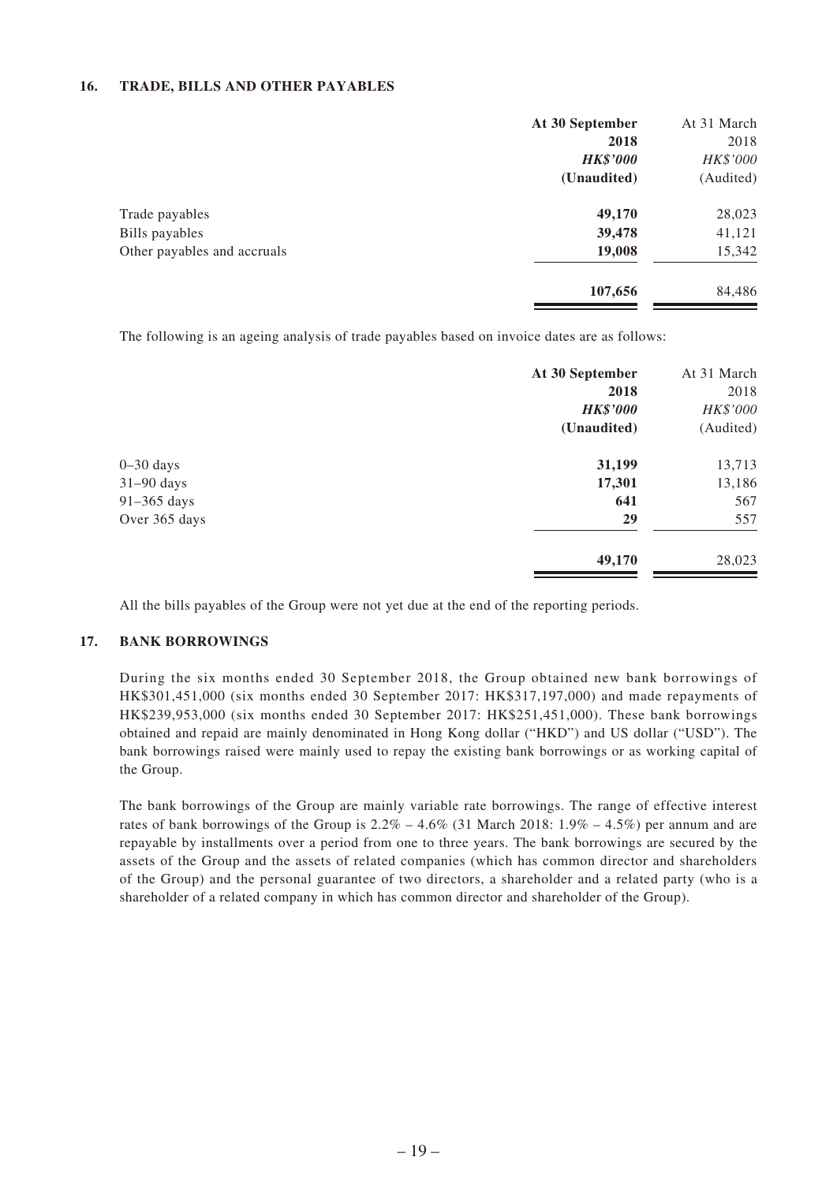## 16. TRADE, BILLS AND OTHER PAYABLES

| | **At 30 September 2018** | At 31 March 2018 |
|---|---|---|
| | ***HK$'000*** | *HK$'000* |
| | **(Unaudited)** | (Audited) |
| Trade payables | **49,170** | 28,023 |
| Bills payables | **39,478** | 41,121 |
| Other payables and accruals | **19,008** | 15,342 |
| | **107,656** | 84,486 |

The following is an ageing analysis of trade payables based on invoice dates are as follows:

| | **At 30 September 2018** | At 31 March 2018 |
|---|---|---|
| | ***HK$'000*** | *HK$'000* |
| | **(Unaudited)** | (Audited) |
| 0–30 days | **31,199** | 13,713 |
| 31–90 days | **17,301** | 13,186 |
| 91–365 days | **641** | 567 |
| Over 365 days | **29** | 557 |
| | **49,170** | 28,023 |

All the bills payables of the Group were not yet due at the end of the reporting periods.

## 17. BANK BORROWINGS

During the six months ended 30 September 2018, the Group obtained new bank borrowings of HK$301,451,000 (six months ended 30 September 2017: HK$317,197,000) and made repayments of HK$239,953,000 (six months ended 30 September 2017: HK$251,451,000). These bank borrowings obtained and repaid are mainly denominated in Hong Kong dollar ("HKD") and US dollar ("USD"). The bank borrowings raised were mainly used to repay the existing bank borrowings or as working capital of the Group.

The bank borrowings of the Group are mainly variable rate borrowings. The range of effective interest rates of bank borrowings of the Group is 2.2% – 4.6% (31 March 2018: 1.9% – 4.5%) per annum and are repayable by installments over a period from one to three years. The bank borrowings are secured by the assets of the Group and the assets of related companies (which has common director and shareholders of the Group) and the personal guarantee of two directors, a shareholder and a related party (who is a shareholder of a related company in which has common director and shareholder of the Group).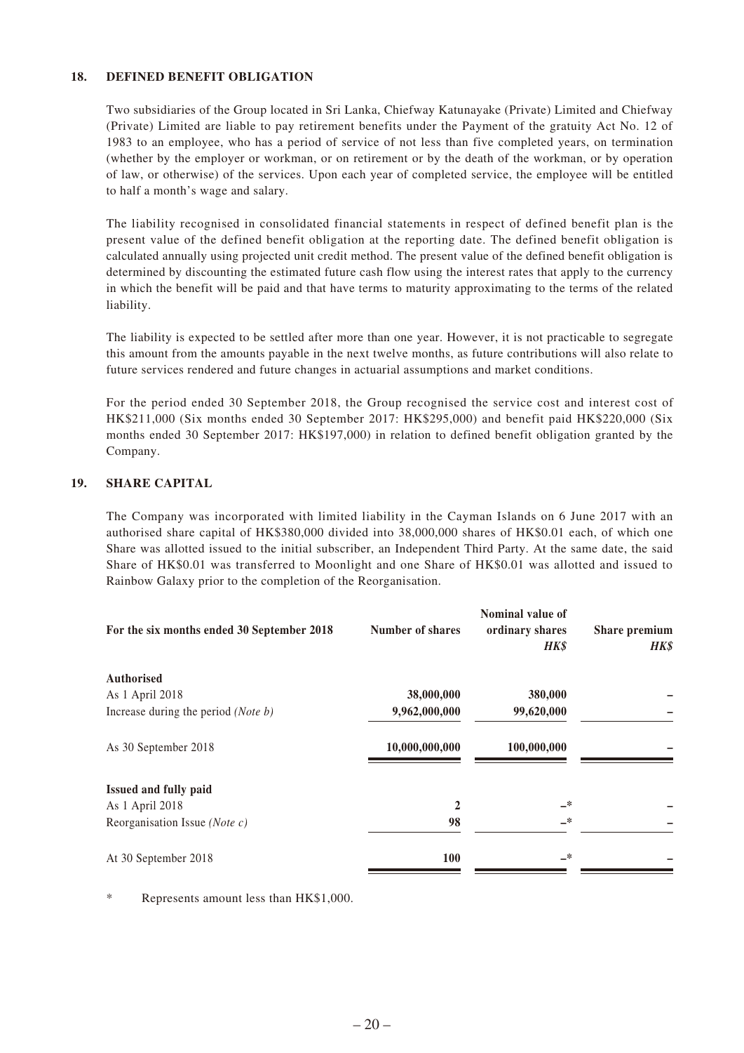## 18. DEFINED BENEFIT OBLIGATION

Two subsidiaries of the Group located in Sri Lanka, Chiefway Katunayake (Private) Limited and Chiefway (Private) Limited are liable to pay retirement benefits under the Payment of the gratuity Act No. 12 of 1983 to an employee, who has a period of service of not less than five completed years, on termination (whether by the employer or workman, or on retirement or by the death of the workman, or by operation of law, or otherwise) of the services. Upon each year of completed service, the employee will be entitled to half a month's wage and salary.

The liability recognised in consolidated financial statements in respect of defined benefit plan is the present value of the defined benefit obligation at the reporting date. The defined benefit obligation is calculated annually using projected unit credit method. The present value of the defined benefit obligation is determined by discounting the estimated future cash flow using the interest rates that apply to the currency in which the benefit will be paid and that have terms to maturity approximating to the terms of the related liability.

The liability is expected to be settled after more than one year. However, it is not practicable to segregate this amount from the amounts payable in the next twelve months, as future contributions will also relate to future services rendered and future changes in actuarial assumptions and market conditions.

For the period ended 30 September 2018, the Group recognised the service cost and interest cost of HK$211,000 (Six months ended 30 September 2017: HK$295,000) and benefit paid HK$220,000 (Six months ended 30 September 2017: HK$197,000) in relation to defined benefit obligation granted by the Company.

## 19. SHARE CAPITAL

The Company was incorporated with limited liability in the Cayman Islands on 6 June 2017 with an authorised share capital of HK$380,000 divided into 38,000,000 shares of HK$0.01 each, of which one Share was allotted issued to the initial subscriber, an Independent Third Party. At the same date, the said Share of HK$0.01 was transferred to Moonlight and one Share of HK$0.01 was allotted and issued to Rainbow Galaxy prior to the completion of the Reorganisation.

| For the six months ended 30 September 2018 | Number of shares | Nominal value of ordinary shares *HK$* | Share premium *HK$* |
|---|---|---|---|
| **Authorised** | | | |
| As 1 April 2018 | **38,000,000** | **380,000** | – |
| Increase during the period *(Note b)* | **9,962,000,000** | **99,620,000** | – |
| As 30 September 2018 | **10,000,000,000** | **100,000,000** | – |
| **Issued and fully paid** | | | |
| As 1 April 2018 | **2** | –* | – |
| Reorganisation Issue *(Note c)* | **98** | –* | – |
| At 30 September 2018 | **100** | –* | – |

\* Represents amount less than HK$1,000.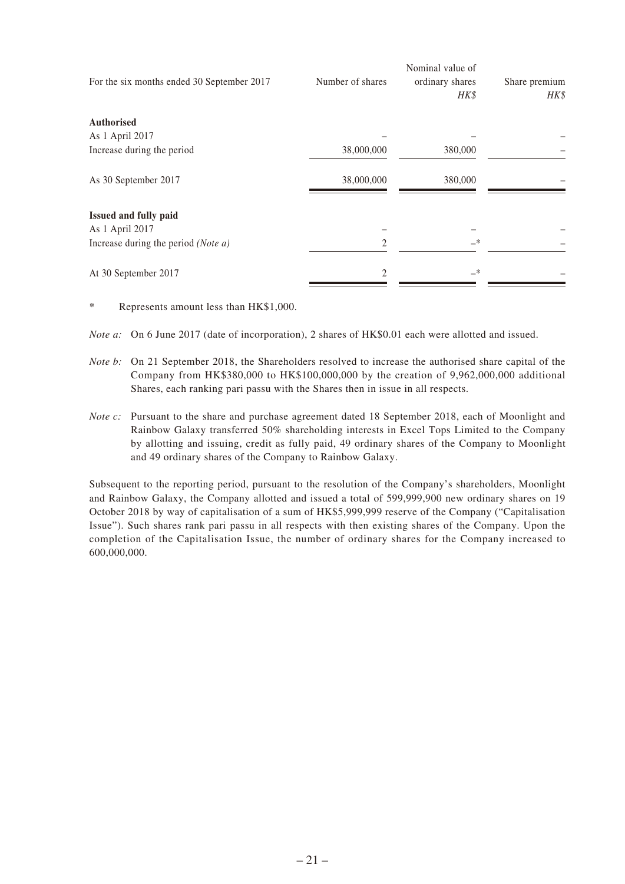| For the six months ended 30 September 2017 | Number of shares | Nominal value of ordinary shares *HK$* | Share premium *HK$* |
|---|---|---|---|
| **Authorised** | | | |
| As 1 April 2017 | – | – | – |
| Increase during the period | 38,000,000 | 380,000 | – |
| As 30 September 2017 | 38,000,000 | 380,000 | – |
| **Issued and fully paid** | | | |
| As 1 April 2017 | – | – | – |
| Increase during the period *(Note a)* | 2 | –* | – |
| At 30 September 2017 | 2 | –* | – |

\* Represents amount less than HK$1,000.

*Note a:* On 6 June 2017 (date of incorporation), 2 shares of HK$0.01 each were allotted and issued.

*Note b:* On 21 September 2018, the Shareholders resolved to increase the authorised share capital of the Company from HK$380,000 to HK$100,000,000 by the creation of 9,962,000,000 additional Shares, each ranking pari passu with the Shares then in issue in all respects.

*Note c:* Pursuant to the share and purchase agreement dated 18 September 2018, each of Moonlight and Rainbow Galaxy transferred 50% shareholding interests in Excel Tops Limited to the Company by allotting and issuing, credit as fully paid, 49 ordinary shares of the Company to Moonlight and 49 ordinary shares of the Company to Rainbow Galaxy.

Subsequent to the reporting period, pursuant to the resolution of the Company's shareholders, Moonlight and Rainbow Galaxy, the Company allotted and issued a total of 599,999,900 new ordinary shares on 19 October 2018 by way of capitalisation of a sum of HK$5,999,999 reserve of the Company ("Capitalisation Issue"). Such shares rank pari passu in all respects with then existing shares of the Company. Upon the completion of the Capitalisation Issue, the number of ordinary shares for the Company increased to 600,000,000.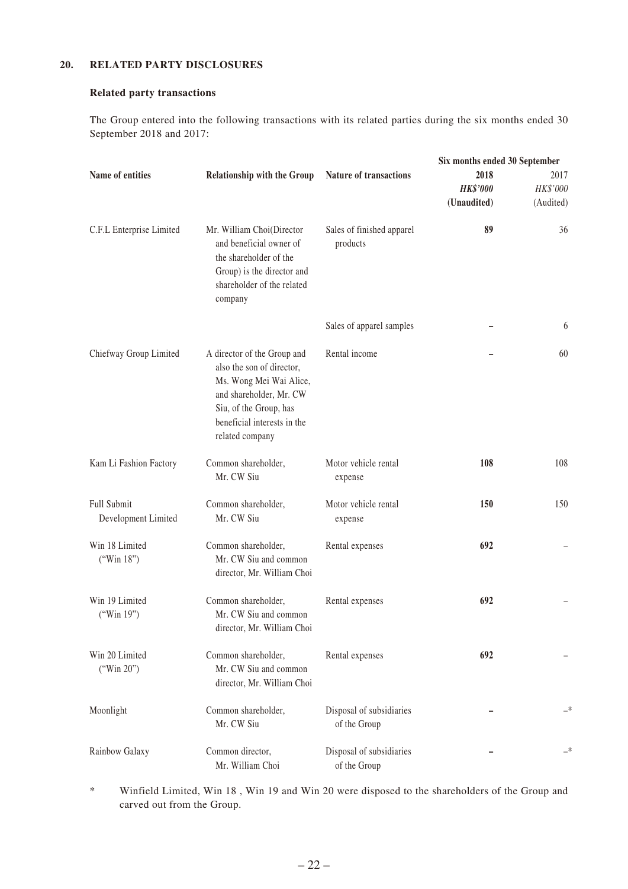## 20. RELATED PARTY DISCLOSURES

### Related party transactions

The Group entered into the following transactions with its related parties during the six months ended 30 September 2018 and 2017:

| Name of entities | Relationship with the Group | Nature of transactions | Six months ended 30 September | |
|---|---|---|---|---|
| | | | **2018** | 2017 |
| | | | ***HK$'000*** | *HK$'000* |
| | | | **(Unaudited)** | (Audited) |
| C.F.L Enterprise Limited | Mr. William Choi(Director and beneficial owner of the shareholder of the Group) is the director and shareholder of the related company | Sales of finished apparel products | **89** | 36 |
| | | Sales of apparel samples | **–** | 6 |
| Chiefway Group Limited | A director of the Group and also the son of director, Ms. Wong Mei Wai Alice, and shareholder, Mr. CW Siu, of the Group, has beneficial interests in the related company | Rental income | **–** | 60 |
| Kam Li Fashion Factory | Common shareholder, Mr. CW Siu | Motor vehicle rental expense | **108** | 108 |
| Full Submit Development Limited | Common shareholder, Mr. CW Siu | Motor vehicle rental expense | **150** | 150 |
| Win 18 Limited ("Win 18") | Common shareholder, Mr. CW Siu and common director, Mr. William Choi | Rental expenses | **692** | – |
| Win 19 Limited ("Win 19") | Common shareholder, Mr. CW Siu and common director, Mr. William Choi | Rental expenses | **692** | – |
| Win 20 Limited ("Win 20") | Common shareholder, Mr. CW Siu and common director, Mr. William Choi | Rental expenses | **692** | – |
| Moonlight | Common shareholder, Mr. CW Siu | Disposal of subsidiaries of the Group | **–** | –* |
| Rainbow Galaxy | Common director, Mr. William Choi | Disposal of subsidiaries of the Group | **–** | –* |

\* Winfield Limited, Win 18 , Win 19 and Win 20 were disposed to the shareholders of the Group and carved out from the Group.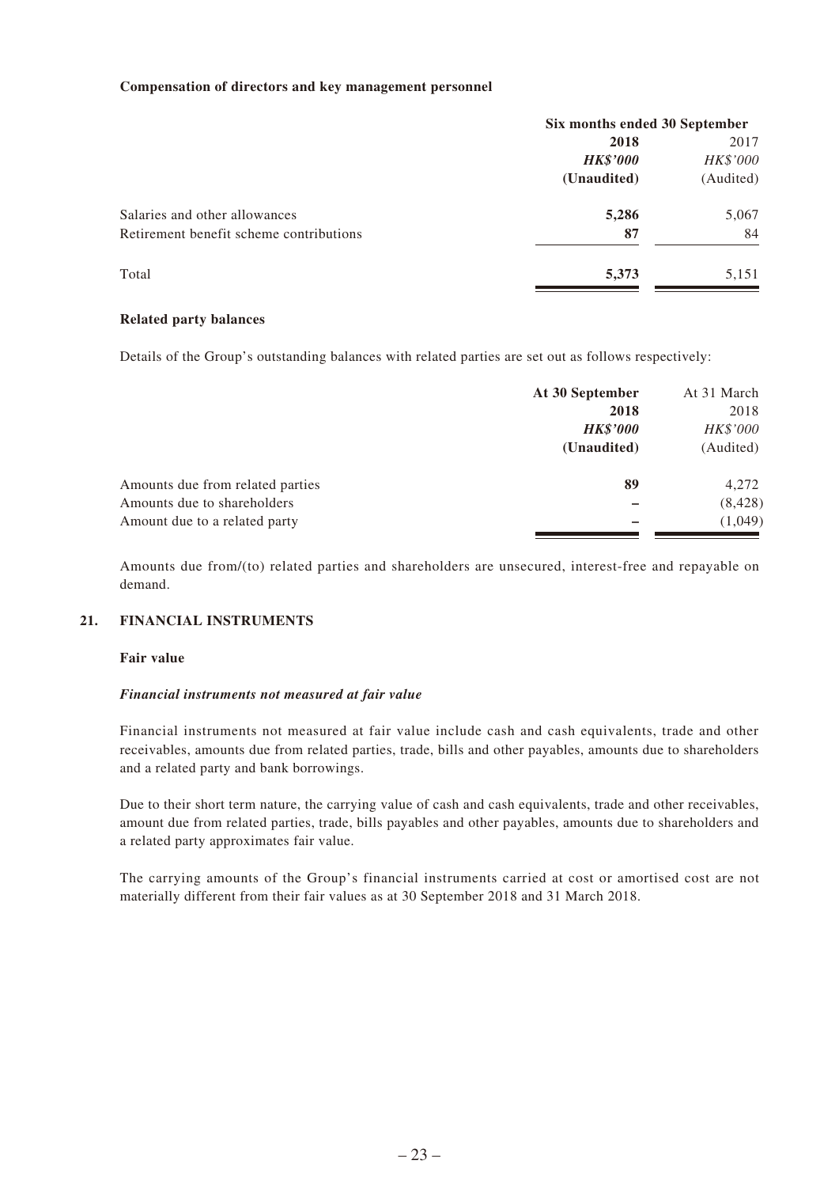**Compensation of directors and key management personnel**

| | Six months ended 30 September | |
|---|---|---|
| | **2018** | 2017 |
| | ***HK$'000*** | *HK$'000* |
| | **(Unaudited)** | (Audited) |
| Salaries and other allowances | **5,286** | 5,067 |
| Retirement benefit scheme contributions | **87** | 84 |
| Total | **5,373** | 5,151 |

**Related party balances**

Details of the Group's outstanding balances with related parties are set out as follows respectively:

| | **At 30 September** | At 31 March |
|---|---|---|
| | **2018** | 2018 |
| | ***HK$'000*** | *HK$'000* |
| | **(Unaudited)** | (Audited) |
| Amounts due from related parties | **89** | 4,272 |
| Amounts due to shareholders | **–** | (8,428) |
| Amount due to a related party | **–** | (1,049) |

Amounts due from/(to) related parties and shareholders are unsecured, interest-free and repayable on demand.

## 21. FINANCIAL INSTRUMENTS

**Fair value**

***Financial instruments not measured at fair value***

Financial instruments not measured at fair value include cash and cash equivalents, trade and other receivables, amounts due from related parties, trade, bills and other payables, amounts due to shareholders and a related party and bank borrowings.

Due to their short term nature, the carrying value of cash and cash equivalents, trade and other receivables, amount due from related parties, trade, bills payables and other payables, amounts due to shareholders and a related party approximates fair value.

The carrying amounts of the Group's financial instruments carried at cost or amortised cost are not materially different from their fair values as at 30 September 2018 and 31 March 2018.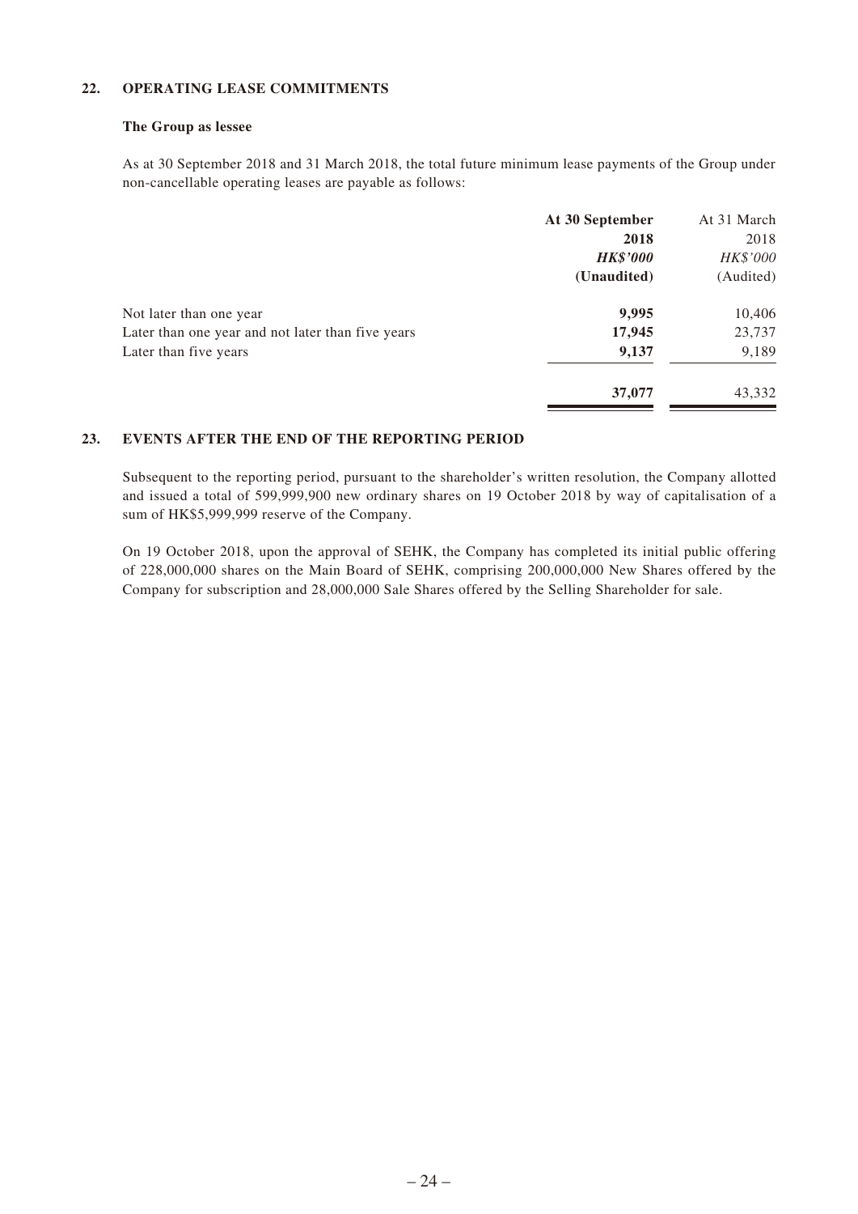## 22. OPERATING LEASE COMMITMENTS

### The Group as lessee

As at 30 September 2018 and 31 March 2018, the total future minimum lease payments of the Group under non-cancellable operating leases are payable as follows:

| | **At 30 September 2018** | At 31 March 2018 |
|---|---|---|
| | ***HK\$'000*** | *HK\$'000* |
| | **(Unaudited)** | (Audited) |
| Not later than one year | **9,995** | 10,406 |
| Later than one year and not later than five years | **17,945** | 23,737 |
| Later than five years | **9,137** | 9,189 |
| | **37,077** | 43,332 |

## 23. EVENTS AFTER THE END OF THE REPORTING PERIOD

Subsequent to the reporting period, pursuant to the shareholder's written resolution, the Company allotted and issued a total of 599,999,900 new ordinary shares on 19 October 2018 by way of capitalisation of a sum of HK\$5,999,999 reserve of the Company.

On 19 October 2018, upon the approval of SEHK, the Company has completed its initial public offering of 228,000,000 shares on the Main Board of SEHK, comprising 200,000,000 New Shares offered by the Company for subscription and 28,000,000 Sale Shares offered by the Selling Shareholder for sale.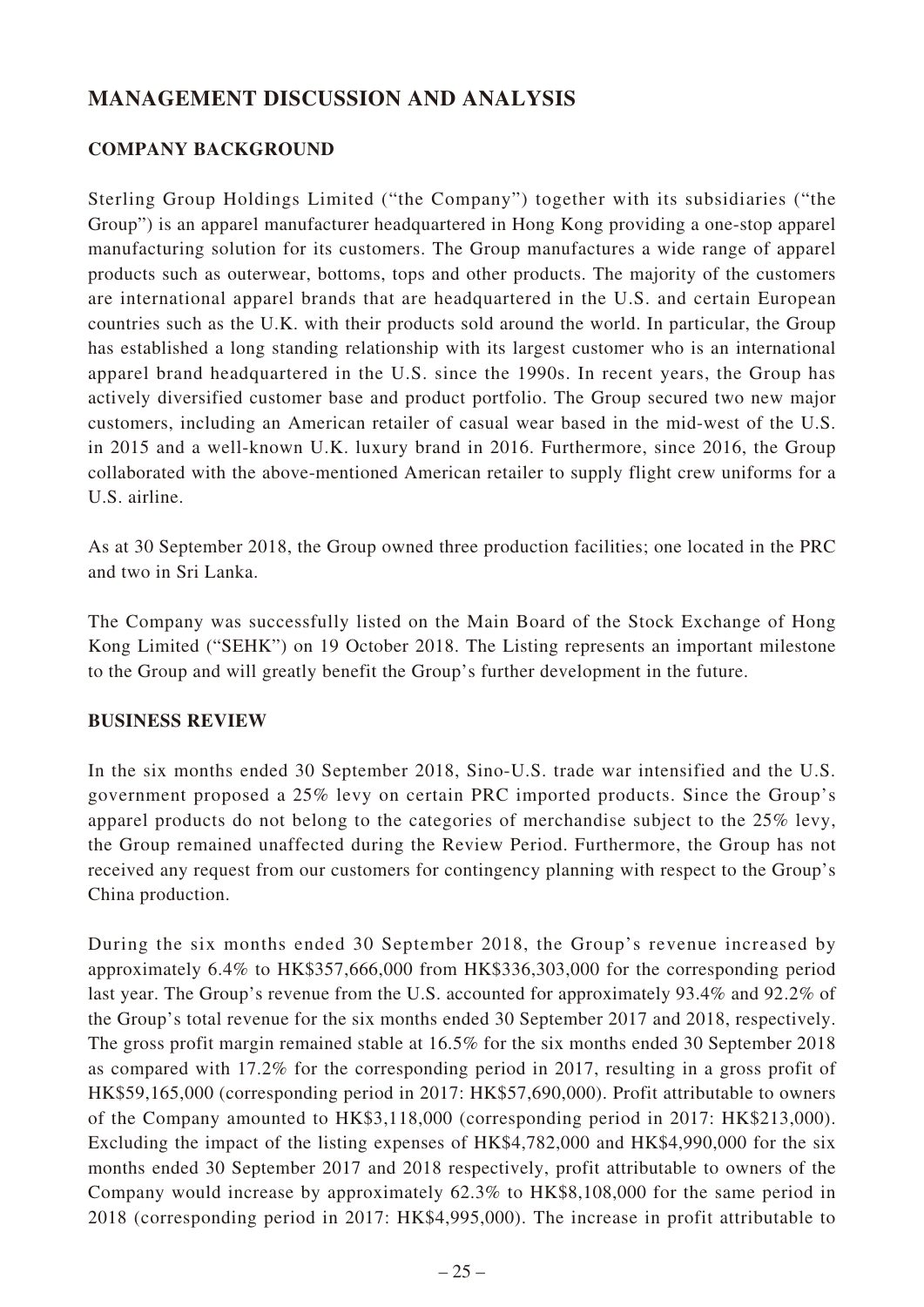## MANAGEMENT DISCUSSION AND ANALYSIS

### COMPANY BACKGROUND

Sterling Group Holdings Limited ("the Company") together with its subsidiaries ("the Group") is an apparel manufacturer headquartered in Hong Kong providing a one-stop apparel manufacturing solution for its customers. The Group manufactures a wide range of apparel products such as outerwear, bottoms, tops and other products. The majority of the customers are international apparel brands that are headquartered in the U.S. and certain European countries such as the U.K. with their products sold around the world. In particular, the Group has established a long standing relationship with its largest customer who is an international apparel brand headquartered in the U.S. since the 1990s. In recent years, the Group has actively diversified customer base and product portfolio. The Group secured two new major customers, including an American retailer of casual wear based in the mid-west of the U.S. in 2015 and a well-known U.K. luxury brand in 2016. Furthermore, since 2016, the Group collaborated with the above-mentioned American retailer to supply flight crew uniforms for a U.S. airline.

As at 30 September 2018, the Group owned three production facilities; one located in the PRC and two in Sri Lanka.

The Company was successfully listed on the Main Board of the Stock Exchange of Hong Kong Limited ("SEHK") on 19 October 2018. The Listing represents an important milestone to the Group and will greatly benefit the Group's further development in the future.

### BUSINESS REVIEW

In the six months ended 30 September 2018, Sino-U.S. trade war intensified and the U.S. government proposed a 25% levy on certain PRC imported products. Since the Group's apparel products do not belong to the categories of merchandise subject to the 25% levy, the Group remained unaffected during the Review Period. Furthermore, the Group has not received any request from our customers for contingency planning with respect to the Group's China production.

During the six months ended 30 September 2018, the Group's revenue increased by approximately 6.4% to HK$357,666,000 from HK$336,303,000 for the corresponding period last year. The Group's revenue from the U.S. accounted for approximately 93.4% and 92.2% of the Group's total revenue for the six months ended 30 September 2017 and 2018, respectively. The gross profit margin remained stable at 16.5% for the six months ended 30 September 2018 as compared with 17.2% for the corresponding period in 2017, resulting in a gross profit of HK$59,165,000 (corresponding period in 2017: HK$57,690,000). Profit attributable to owners of the Company amounted to HK$3,118,000 (corresponding period in 2017: HK$213,000). Excluding the impact of the listing expenses of HK$4,782,000 and HK$4,990,000 for the six months ended 30 September 2017 and 2018 respectively, profit attributable to owners of the Company would increase by approximately 62.3% to HK$8,108,000 for the same period in 2018 (corresponding period in 2017: HK$4,995,000). The increase in profit attributable to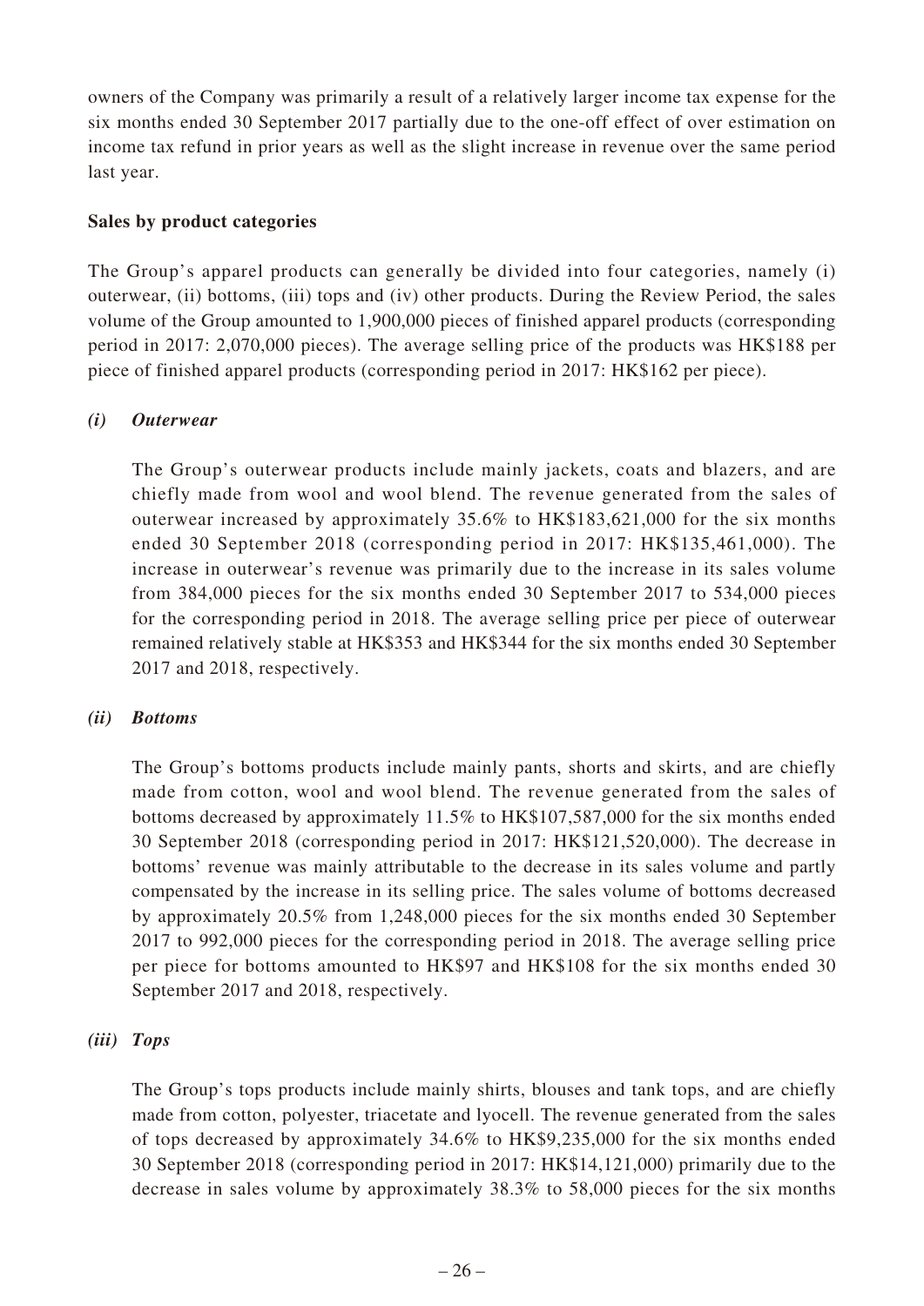owners of the Company was primarily a result of a relatively larger income tax expense for the six months ended 30 September 2017 partially due to the one-off effect of over estimation on income tax refund in prior years as well as the slight increase in revenue over the same period last year.

**Sales by product categories**

The Group's apparel products can generally be divided into four categories, namely (i) outerwear, (ii) bottoms, (iii) tops and (iv) other products. During the Review Period, the sales volume of the Group amounted to 1,900,000 pieces of finished apparel products (corresponding period in 2017: 2,070,000 pieces). The average selling price of the products was HK$188 per piece of finished apparel products (corresponding period in 2017: HK$162 per piece).

***(i) Outerwear***

The Group's outerwear products include mainly jackets, coats and blazers, and are chiefly made from wool and wool blend. The revenue generated from the sales of outerwear increased by approximately 35.6% to HK$183,621,000 for the six months ended 30 September 2018 (corresponding period in 2017: HK$135,461,000). The increase in outerwear's revenue was primarily due to the increase in its sales volume from 384,000 pieces for the six months ended 30 September 2017 to 534,000 pieces for the corresponding period in 2018. The average selling price per piece of outerwear remained relatively stable at HK$353 and HK$344 for the six months ended 30 September 2017 and 2018, respectively.

***(ii) Bottoms***

The Group's bottoms products include mainly pants, shorts and skirts, and are chiefly made from cotton, wool and wool blend. The revenue generated from the sales of bottoms decreased by approximately 11.5% to HK$107,587,000 for the six months ended 30 September 2018 (corresponding period in 2017: HK$121,520,000). The decrease in bottoms' revenue was mainly attributable to the decrease in its sales volume and partly compensated by the increase in its selling price. The sales volume of bottoms decreased by approximately 20.5% from 1,248,000 pieces for the six months ended 30 September 2017 to 992,000 pieces for the corresponding period in 2018. The average selling price per piece for bottoms amounted to HK$97 and HK$108 for the six months ended 30 September 2017 and 2018, respectively.

***(iii) Tops***

The Group's tops products include mainly shirts, blouses and tank tops, and are chiefly made from cotton, polyester, triacetate and lyocell. The revenue generated from the sales of tops decreased by approximately 34.6% to HK$9,235,000 for the six months ended 30 September 2018 (corresponding period in 2017: HK$14,121,000) primarily due to the decrease in sales volume by approximately 38.3% to 58,000 pieces for the six months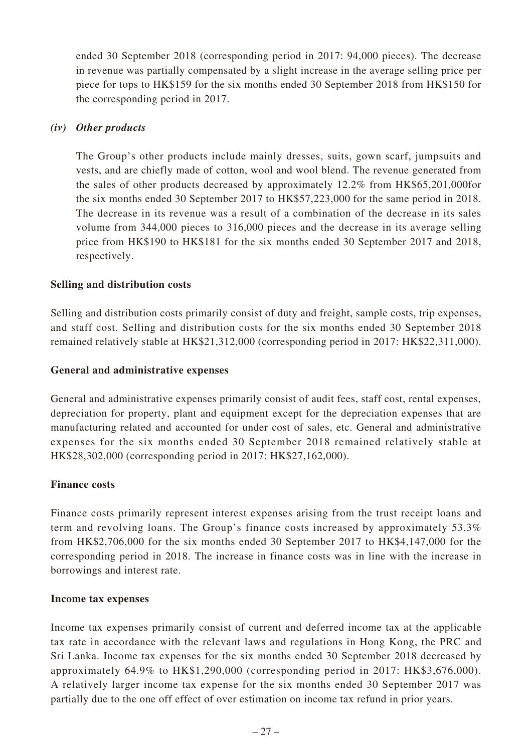ended 30 September 2018 (corresponding period in 2017: 94,000 pieces). The decrease in revenue was partially compensated by a slight increase in the average selling price per piece for tops to HK$159 for the six months ended 30 September 2018 from HK$150 for the corresponding period in 2017.

*(iv) Other products*

The Group's other products include mainly dresses, suits, gown scarf, jumpsuits and vests, and are chiefly made of cotton, wool and wool blend. The revenue generated from the sales of other products decreased by approximately 12.2% from HK$65,201,000for the six months ended 30 September 2017 to HK$57,223,000 for the same period in 2018. The decrease in its revenue was a result of a combination of the decrease in its sales volume from 344,000 pieces to 316,000 pieces and the decrease in its average selling price from HK$190 to HK$181 for the six months ended 30 September 2017 and 2018, respectively.

**Selling and distribution costs**

Selling and distribution costs primarily consist of duty and freight, sample costs, trip expenses, and staff cost. Selling and distribution costs for the six months ended 30 September 2018 remained relatively stable at HK$21,312,000 (corresponding period in 2017: HK$22,311,000).

**General and administrative expenses**

General and administrative expenses primarily consist of audit fees, staff cost, rental expenses, depreciation for property, plant and equipment except for the depreciation expenses that are manufacturing related and accounted for under cost of sales, etc. General and administrative expenses for the six months ended 30 September 2018 remained relatively stable at HK$28,302,000 (corresponding period in 2017: HK$27,162,000).

**Finance costs**

Finance costs primarily represent interest expenses arising from the trust receipt loans and term and revolving loans. The Group's finance costs increased by approximately 53.3% from HK$2,706,000 for the six months ended 30 September 2017 to HK$4,147,000 for the corresponding period in 2018. The increase in finance costs was in line with the increase in borrowings and interest rate.

**Income tax expenses**

Income tax expenses primarily consist of current and deferred income tax at the applicable tax rate in accordance with the relevant laws and regulations in Hong Kong, the PRC and Sri Lanka. Income tax expenses for the six months ended 30 September 2018 decreased by approximately 64.9% to HK$1,290,000 (corresponding period in 2017: HK$3,676,000). A relatively larger income tax expense for the six months ended 30 September 2017 was partially due to the one off effect of over estimation on income tax refund in prior years.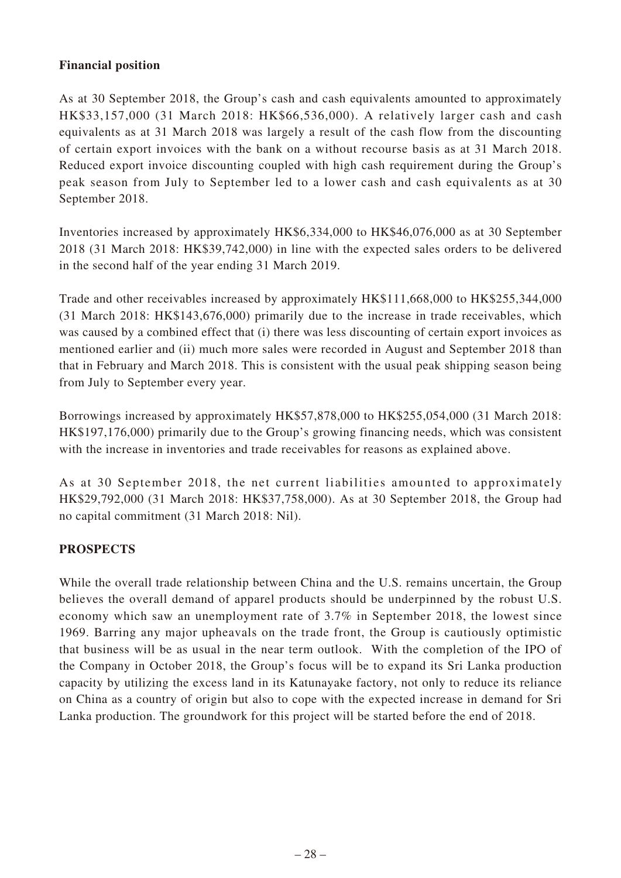### Financial position

As at 30 September 2018, the Group's cash and cash equivalents amounted to approximately HK$33,157,000 (31 March 2018: HK$66,536,000). A relatively larger cash and cash equivalents as at 31 March 2018 was largely a result of the cash flow from the discounting of certain export invoices with the bank on a without recourse basis as at 31 March 2018. Reduced export invoice discounting coupled with high cash requirement during the Group's peak season from July to September led to a lower cash and cash equivalents as at 30 September 2018.

Inventories increased by approximately HK$6,334,000 to HK$46,076,000 as at 30 September 2018 (31 March 2018: HK$39,742,000) in line with the expected sales orders to be delivered in the second half of the year ending 31 March 2019.

Trade and other receivables increased by approximately HK$111,668,000 to HK$255,344,000 (31 March 2018: HK$143,676,000) primarily due to the increase in trade receivables, which was caused by a combined effect that (i) there was less discounting of certain export invoices as mentioned earlier and (ii) much more sales were recorded in August and September 2018 than that in February and March 2018. This is consistent with the usual peak shipping season being from July to September every year.

Borrowings increased by approximately HK$57,878,000 to HK$255,054,000 (31 March 2018: HK$197,176,000) primarily due to the Group's growing financing needs, which was consistent with the increase in inventories and trade receivables for reasons as explained above.

As at 30 September 2018, the net current liabilities amounted to approximately HK$29,792,000 (31 March 2018: HK$37,758,000). As at 30 September 2018, the Group had no capital commitment (31 March 2018: Nil).

## PROSPECTS

While the overall trade relationship between China and the U.S. remains uncertain, the Group believes the overall demand of apparel products should be underpinned by the robust U.S. economy which saw an unemployment rate of 3.7% in September 2018, the lowest since 1969. Barring any major upheavals on the trade front, the Group is cautiously optimistic that business will be as usual in the near term outlook. With the completion of the IPO of the Company in October 2018, the Group's focus will be to expand its Sri Lanka production capacity by utilizing the excess land in its Katunayake factory, not only to reduce its reliance on China as a country of origin but also to cope with the expected increase in demand for Sri Lanka production. The groundwork for this project will be started before the end of 2018.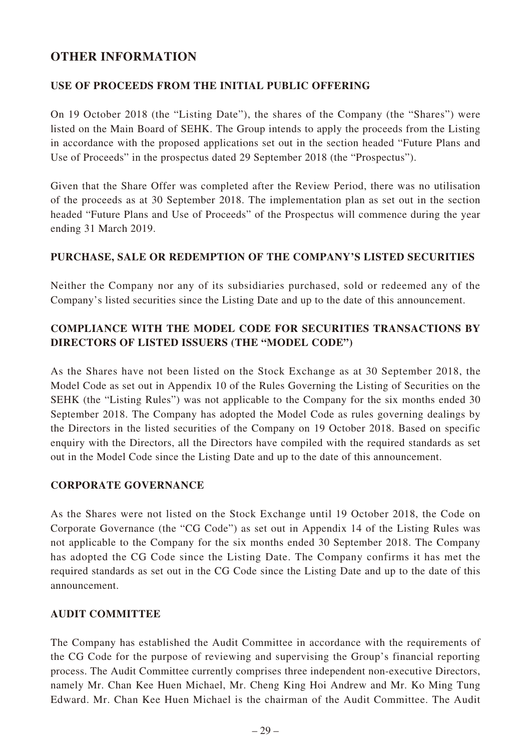# OTHER INFORMATION

## USE OF PROCEEDS FROM THE INITIAL PUBLIC OFFERING

On 19 October 2018 (the "Listing Date"), the shares of the Company (the "Shares") were listed on the Main Board of SEHK. The Group intends to apply the proceeds from the Listing in accordance with the proposed applications set out in the section headed "Future Plans and Use of Proceeds" in the prospectus dated 29 September 2018 (the "Prospectus").

Given that the Share Offer was completed after the Review Period, there was no utilisation of the proceeds as at 30 September 2018. The implementation plan as set out in the section headed "Future Plans and Use of Proceeds" of the Prospectus will commence during the year ending 31 March 2019.

## PURCHASE, SALE OR REDEMPTION OF THE COMPANY'S LISTED SECURITIES

Neither the Company nor any of its subsidiaries purchased, sold or redeemed any of the Company's listed securities since the Listing Date and up to the date of this announcement.

## COMPLIANCE WITH THE MODEL CODE FOR SECURITIES TRANSACTIONS BY DIRECTORS OF LISTED ISSUERS (THE "MODEL CODE")

As the Shares have not been listed on the Stock Exchange as at 30 September 2018, the Model Code as set out in Appendix 10 of the Rules Governing the Listing of Securities on the SEHK (the "Listing Rules") was not applicable to the Company for the six months ended 30 September 2018. The Company has adopted the Model Code as rules governing dealings by the Directors in the listed securities of the Company on 19 October 2018. Based on specific enquiry with the Directors, all the Directors have compiled with the required standards as set out in the Model Code since the Listing Date and up to the date of this announcement.

## CORPORATE GOVERNANCE

As the Shares were not listed on the Stock Exchange until 19 October 2018, the Code on Corporate Governance (the "CG Code") as set out in Appendix 14 of the Listing Rules was not applicable to the Company for the six months ended 30 September 2018. The Company has adopted the CG Code since the Listing Date. The Company confirms it has met the required standards as set out in the CG Code since the Listing Date and up to the date of this announcement.

## AUDIT COMMITTEE

The Company has established the Audit Committee in accordance with the requirements of the CG Code for the purpose of reviewing and supervising the Group's financial reporting process. The Audit Committee currently comprises three independent non-executive Directors, namely Mr. Chan Kee Huen Michael, Mr. Cheng King Hoi Andrew and Mr. Ko Ming Tung Edward. Mr. Chan Kee Huen Michael is the chairman of the Audit Committee. The Audit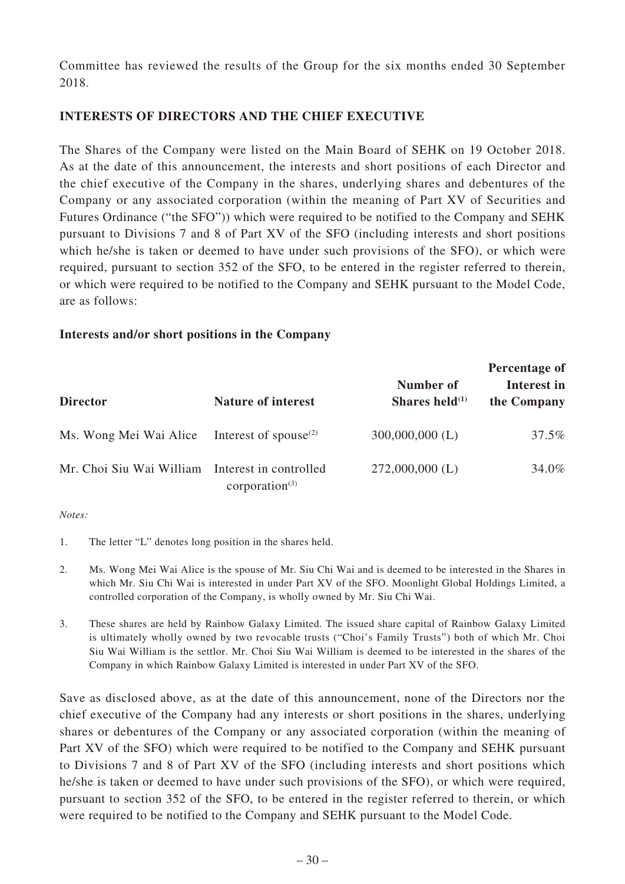Committee has reviewed the results of the Group for the six months ended 30 September 2018.

## INTERESTS OF DIRECTORS AND THE CHIEF EXECUTIVE

The Shares of the Company were listed on the Main Board of SEHK on 19 October 2018. As at the date of this announcement, the interests and short positions of each Director and the chief executive of the Company in the shares, underlying shares and debentures of the Company or any associated corporation (within the meaning of Part XV of Securities and Futures Ordinance ("the SFO")) which were required to be notified to the Company and SEHK pursuant to Divisions 7 and 8 of Part XV of the SFO (including interests and short positions which he/she is taken or deemed to have under such provisions of the SFO), or which were required, pursuant to section 352 of the SFO, to be entered in the register referred to therein, or which were required to be notified to the Company and SEHK pursuant to the Model Code, are as follows:

### Interests and/or short positions in the Company

| Director | Nature of interest | Number of Shares held[(1)] | Percentage of Interest in the Company |
|---|---|---|---|
| Ms. Wong Mei Wai Alice | Interest of spouse[(2)] | 300,000,000 (L) | 37.5% |
| Mr. Choi Siu Wai William | Interest in controlled corporation[(3)] | 272,000,000 (L) | 34.0% |

*Notes:*

1. The letter "L" denotes long position in the shares held.
2. Ms. Wong Mei Wai Alice is the spouse of Mr. Siu Chi Wai and is deemed to be interested in the Shares in which Mr. Siu Chi Wai is interested in under Part XV of the SFO. Moonlight Global Holdings Limited, a controlled corporation of the Company, is wholly owned by Mr. Siu Chi Wai.
3. These shares are held by Rainbow Galaxy Limited. The issued share capital of Rainbow Galaxy Limited is ultimately wholly owned by two revocable trusts ("Choi's Family Trusts") both of which Mr. Choi Siu Wai William is the settlor. Mr. Choi Siu Wai William is deemed to be interested in the shares of the Company in which Rainbow Galaxy Limited is interested in under Part XV of the SFO.

Save as disclosed above, as at the date of this announcement, none of the Directors nor the chief executive of the Company had any interests or short positions in the shares, underlying shares or debentures of the Company or any associated corporation (within the meaning of Part XV of the SFO) which were required to be notified to the Company and SEHK pursuant to Divisions 7 and 8 of Part XV of the SFO (including interests and short positions which he/she is taken or deemed to have under such provisions of the SFO), or which were required, pursuant to section 352 of the SFO, to be entered in the register referred to therein, or which were required to be notified to the Company and SEHK pursuant to the Model Code.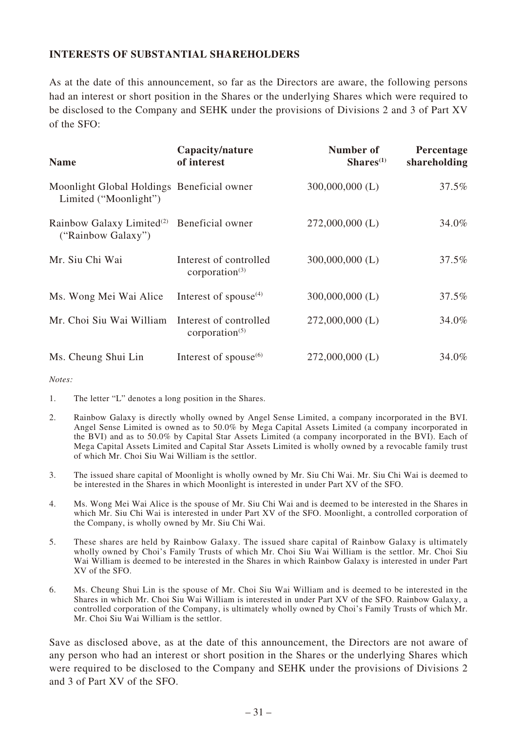## INTERESTS OF SUBSTANTIAL SHAREHOLDERS

As at the date of this announcement, so far as the Directors are aware, the following persons had an interest or short position in the Shares or the underlying Shares which were required to be disclosed to the Company and SEHK under the provisions of Divisions 2 and 3 of Part XV of the SFO:

| Name | Capacity/nature of interest | Number of Shares[1] | Percentage shareholding |
|---|---|---|---|
| Moonlight Global Holdings Limited ("Moonlight") | Beneficial owner | 300,000,000 (L) | 37.5% |
| Rainbow Galaxy Limited[2] ("Rainbow Galaxy") | Beneficial owner | 272,000,000 (L) | 34.0% |
| Mr. Siu Chi Wai | Interest of controlled corporation[3] | 300,000,000 (L) | 37.5% |
| Ms. Wong Mei Wai Alice | Interest of spouse[4] | 300,000,000 (L) | 37.5% |
| Mr. Choi Siu Wai William | Interest of controlled corporation[5] | 272,000,000 (L) | 34.0% |
| Ms. Cheung Shui Lin | Interest of spouse[6] | 272,000,000 (L) | 34.0% |

*Notes:*

1. The letter "L" denotes a long position in the Shares.
2. Rainbow Galaxy is directly wholly owned by Angel Sense Limited, a company incorporated in the BVI. Angel Sense Limited is owned as to 50.0% by Mega Capital Assets Limited (a company incorporated in the BVI) and as to 50.0% by Capital Star Assets Limited (a company incorporated in the BVI). Each of Mega Capital Assets Limited and Capital Star Assets Limited is wholly owned by a revocable family trust of which Mr. Choi Siu Wai William is the settlor.
3. The issued share capital of Moonlight is wholly owned by Mr. Siu Chi Wai. Mr. Siu Chi Wai is deemed to be interested in the Shares in which Moonlight is interested in under Part XV of the SFO.
4. Ms. Wong Mei Wai Alice is the spouse of Mr. Siu Chi Wai and is deemed to be interested in the Shares in which Mr. Siu Chi Wai is interested in under Part XV of the SFO. Moonlight, a controlled corporation of the Company, is wholly owned by Mr. Siu Chi Wai.
5. These shares are held by Rainbow Galaxy. The issued share capital of Rainbow Galaxy is ultimately wholly owned by Choi's Family Trusts of which Mr. Choi Siu Wai William is the settlor. Mr. Choi Siu Wai William is deemed to be interested in the Shares in which Rainbow Galaxy is interested in under Part XV of the SFO.
6. Ms. Cheung Shui Lin is the spouse of Mr. Choi Siu Wai William and is deemed to be interested in the Shares in which Mr. Choi Siu Wai William is interested in under Part XV of the SFO. Rainbow Galaxy, a controlled corporation of the Company, is ultimately wholly owned by Choi's Family Trusts of which Mr. Mr. Choi Siu Wai William is the settlor.

Save as disclosed above, as at the date of this announcement, the Directors are not aware of any person who had an interest or short position in the Shares or the underlying Shares which were required to be disclosed to the Company and SEHK under the provisions of Divisions 2 and 3 of Part XV of the SFO.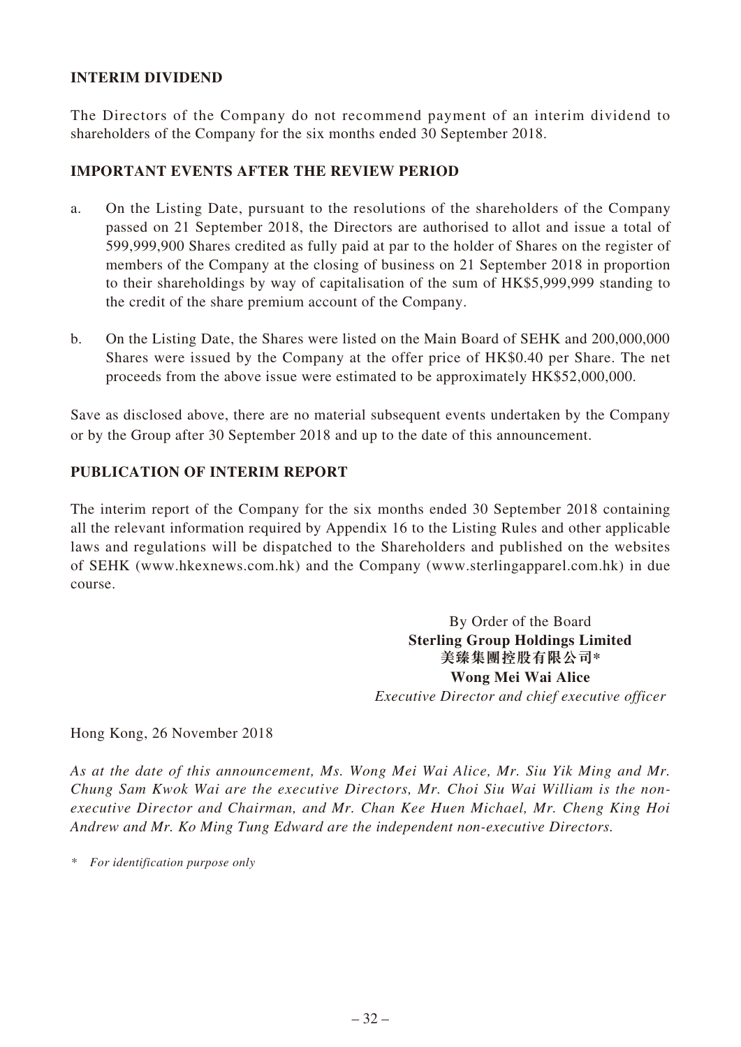## INTERIM DIVIDEND

The Directors of the Company do not recommend payment of an interim dividend to shareholders of the Company for the six months ended 30 September 2018.

## IMPORTANT EVENTS AFTER THE REVIEW PERIOD

a. On the Listing Date, pursuant to the resolutions of the shareholders of the Company passed on 21 September 2018, the Directors are authorised to allot and issue a total of 599,999,900 Shares credited as fully paid at par to the holder of Shares on the register of members of the Company at the closing of business on 21 September 2018 in proportion to their shareholdings by way of capitalisation of the sum of HK$5,999,999 standing to the credit of the share premium account of the Company.

b. On the Listing Date, the Shares were listed on the Main Board of SEHK and 200,000,000 Shares were issued by the Company at the offer price of HK$0.40 per Share. The net proceeds from the above issue were estimated to be approximately HK$52,000,000.

Save as disclosed above, there are no material subsequent events undertaken by the Company or by the Group after 30 September 2018 and up to the date of this announcement.

## PUBLICATION OF INTERIM REPORT

The interim report of the Company for the six months ended 30 September 2018 containing all the relevant information required by Appendix 16 to the Listing Rules and other applicable laws and regulations will be dispatched to the Shareholders and published on the websites of SEHK (www.hkexnews.com.hk) and the Company (www.sterlingapparel.com.hk) in due course.

By Order of the Board
**Sterling Group Holdings Limited**
**美臻集團控股有限公司***
**Wong Mei Wai Alice**
*Executive Director and chief executive officer*

Hong Kong, 26 November 2018

*As at the date of this announcement, Ms. Wong Mei Wai Alice, Mr. Siu Yik Ming and Mr. Chung Sam Kwok Wai are the executive Directors, Mr. Choi Siu Wai William is the non-executive Director and Chairman, and Mr. Chan Kee Huen Michael, Mr. Cheng King Hoi Andrew and Mr. Ko Ming Tung Edward are the independent non-executive Directors.*

\* *For identification purpose only*